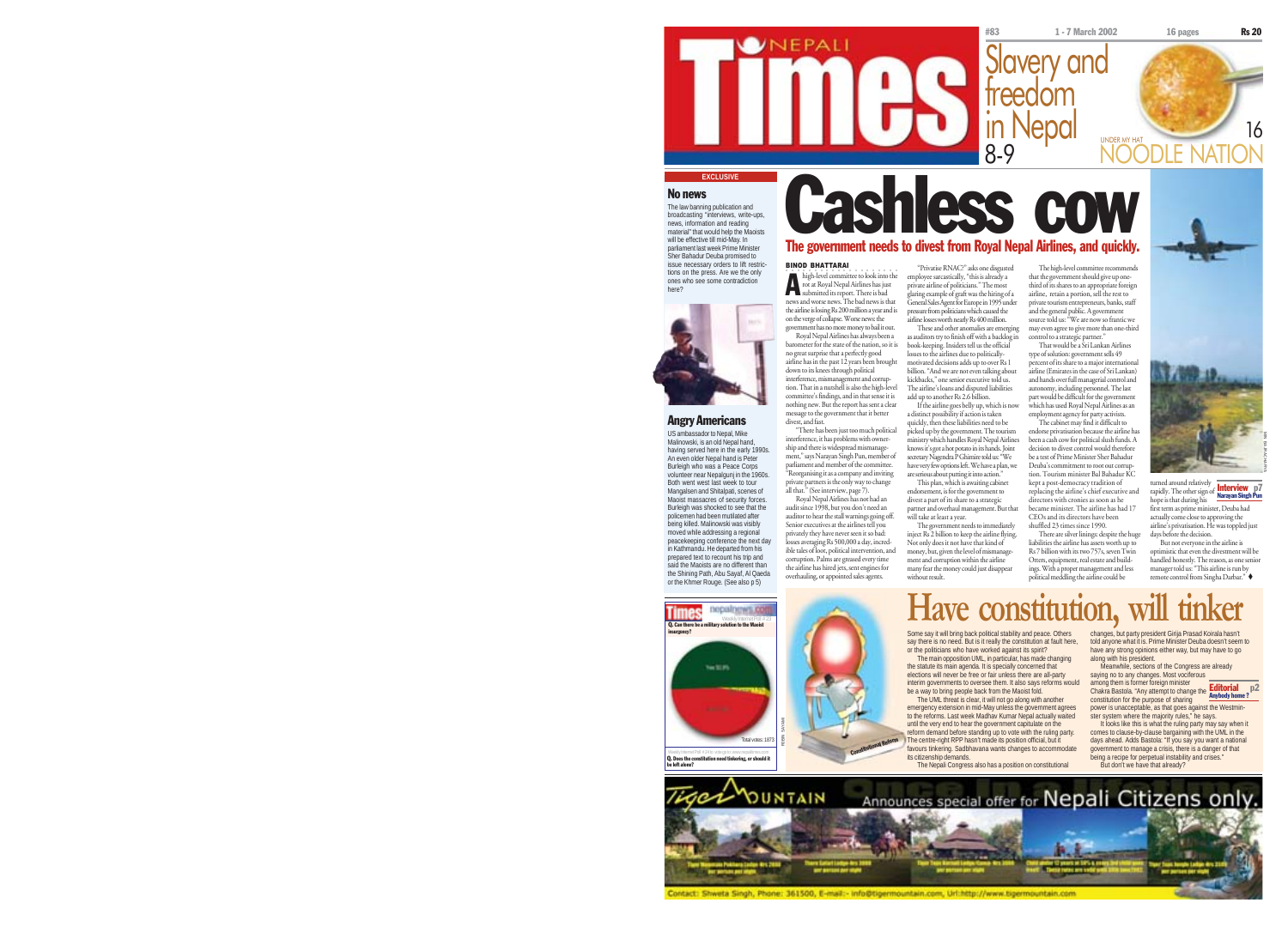# NEPALI Times

#83 1 - 7 March 2002 16 pages Rs 20

Slavery and freedom in Nepal 8-9

UNDER MY HAT 16 NOODLE NATION

EXCLUSIVE

## No news

The law banning publication and broadcasting "interviews, write-ups, news, information and reading material" that would help the Maoists will be effective till mid-May. In parliament last week Prime Minister Sher Bahadur Deuba promised to issue necessary orders to lift restrictions on the press. Are we the only ones who see some contradiction here?

## Angry Americans

US ambassador to Nepal, Mike Malinowski, is an old Nepal hand, having served here in the early 1990s. An even older Nepal hand is Peter Burleigh who was a Peace Corps volunteer near Nepalgunj in the 1960s. Both went west last week to tour Mangalsen and Shitalpati, scenes of Maoist massacres of security forces. Burleigh was shocked to see that the policemen had been mutilated after being killed. Malinowski was visibly moved while addressing a regional peacekeeping conference the next day in Kathmandu. He departed from his prepared text to recount his trip and said the Maoists are no different than the Shining Path, Abu Sayaf, Al Qaeda or the Khmer Rouge. (See also p 5)

# Cashless cow

## The government needs to divest from Royal Nepal Airlines, and quickly.

**BINOD BHATTARAI**

A high-level committee to look into the rot at Royal Nepal Airlines has just submitted its report. There is bad news and worse news. The bad news is that the airline is losing Rs 200 million a year and is on the verge of collapse. Worse news: the government has no more money to bail it out.

Royal Nepal Airlines has always been a barometer for the state of the nation, so it is no great surprise that a perfectly good airline has in the past 12 years been brought down to its knees through political interference, mismanagement and corruption. That in a nutshell is also the high-level committee's findings, and in that sense it is nothing new. But the report has sent a clear message to the government that it better divest, and fast.

"There has been just too much political interference, it has problems with ownership and there is widespread mismanagement," says Narayan Singh Pun, member of parliament and member of the committee. "Reorganising it as a company and inviting private partners is the only way to change all that." (See interview, page 7).

Royal Nepal Airlines has not had an audit since 1998, but you don't need an auditor to hear the stall warnings going off. Senior executives at the airlines tell you privately they have never seen it so bad: losses averaging Rs 500,000 a day, incredible tales of loot, political intervention, and corruption. Palms are greased every time the airline has hired jets, sent engines for overhauling, or appointed sales agents.

"Privatise RNAC?" asks one disgusted employee sarcastically, "this is already a private airline of politicians." The most glaring example of graft was the hiring of a General Sales Agent for Europe in 1995 under pressure from politicians which caused the airline losses worth nearly Rs 400 million.

These and other anomalies are emerging as auditors try to finish off with a backlog in book-keeping. Insiders tell us the official losses to the airlines due to politically-motivated decisions adds up to over Rs 1 billion. "And we are not even talking about kickbacks," one senior executive told us. The airline's loans and disputed liabilities add up to another Rs 2.6 billion.

If the airline goes belly up, which is now a distinct possibility if action is taken quickly, then these liabilities need to be picked up by the government. The tourism ministry which handles Royal Nepal Airlines knows it's got a hot potato in its hands. Joint secretary Nagendra P Ghimire told us: "We have very few options left. We have a plan, we are serious about putting it into action."

This plan, which is awaiting cabinet endorsement, is for the government to divest a part of its share to a strategic partner and overhaul management. But that will take at least a year.

The government needs to immediately inject Rs 2 billion to keep the airline flying. Not only does it not have that kind of money, but, given the level of mismanagement and corruption within the airline many fear the money could just disappear without result.

The high-level committee recommends that the government should give up one-third of its shares to an appropriate foreign airline, retain a portion, sell the rest to private tourism entrepreneurs, banks, staff and the general public. A government source told us: "We are now so frantic we may even agree to give more than one-third control to a strategic partner."

That would be a Sri Lankan Airlines type of solution: government sells 49 percent of its share to a major international airline (Emirates in the case of Sri Lankan) and hands over full managerial control and autonomy, including personnel. The last part would be difficult for the government which has used Royal Nepal Airlines as an employment agency for party activists.

The cabinet may find it difficult to endorse privatisation because the airline has been a cash cow for political slush funds. A decision to divest control would therefore be a test of Prime Minister Sher Bahadur Deuba's commitment to root out corruption. Tourism minister Bal Bahadur KC kept a post-democracy tradition of replacing the airline's chief executive and directors with cronies as soon as he became minister. The airline has had 17 CEOs and its directors have been shuffled 23 times since 1990.

There are silver linings despite the huge liabilities the airline has assets worth up to Rs 7 billion with its two 757s, seven Twin Otters, equipment, real estate and buildings. With a proper management and less political meddling the airline could be turned around relatively rapidly. The other sign of hope is that during his first term as prime minister, Deuba had actually come close to approving the airline's privatisation. He was toppled just days before the decision.

But not everyone in the airline is optimistic that even the divestment will be handled honestly. The reason, as one senior manager told us: "This airline is run by remote control from Singha Durbar." ♦

Interview p7 Narayan Singh Pun

Times nepalnews.com Weekly Internet Poll # 23

Q. Can there be a military solution to the Maoist insurgency?

Total votes: 1873

Weekly Internet Poll # 24 to vote go to www.nepalitimes.com

Q. Does the constitution need tinkering, or should it be left alone?

# Have constitution, will tinker

Some say it will bring back political stability and peace. Others say there is no need. But is it really the constitution at fault here, or the politicians who have worked against its spirit?

The main opposition UML, in particular, has made changing the statute its main agenda. It is specially concerned that elections will never be free or fair unless there are all-party interim governments to oversee them. It also says reforms would be a way to bring people back from the Maoist fold.

The UML threat is clear, it will not go along with another emergency extension in mid-May unless the government agrees to the reforms. Last week Madhav Kumar Nepal actually waited until the very end to hear the government capitulate on the reform demand before standing up to vote with the ruling party. The centre-right RPP hasn't made its position official, but it favours tinkering. Sadbhavana wants changes to accommodate its citizenship demands.

The Nepali Congress also has a position on constitutional changes, but party president Girija Prasad Koirala hasn't told anyone what it is. Prime Minister Deuba doesn't seem to have any strong opinions either way, but may have to go along with his president.

Meanwhile, sections of the Congress are already saying no to any changes. Most vociferous among them is former foreign minister Chakra Bastola. "Any attempt to change the constitution for the purpose of sharing power is unacceptable, as that goes against the Westminster system where the majority rules," he says.

It looks like this is what the ruling party may say when it comes to clause-by-clause bargaining with the UML in the days ahead. Adds Bastola: "If you say you want a national government to manage a crisis, there is a danger of that being a recipe for perpetual instability and crises."

But don't we have that already?

Editorial p2 Anybody home?

Tiger Mountain Announces special offer for Nepali Citizens only.

Contact: Shweta Singh, Phone: 361500, E-mail:- info@tigermountain.com, Url:http://www.tigermountain.com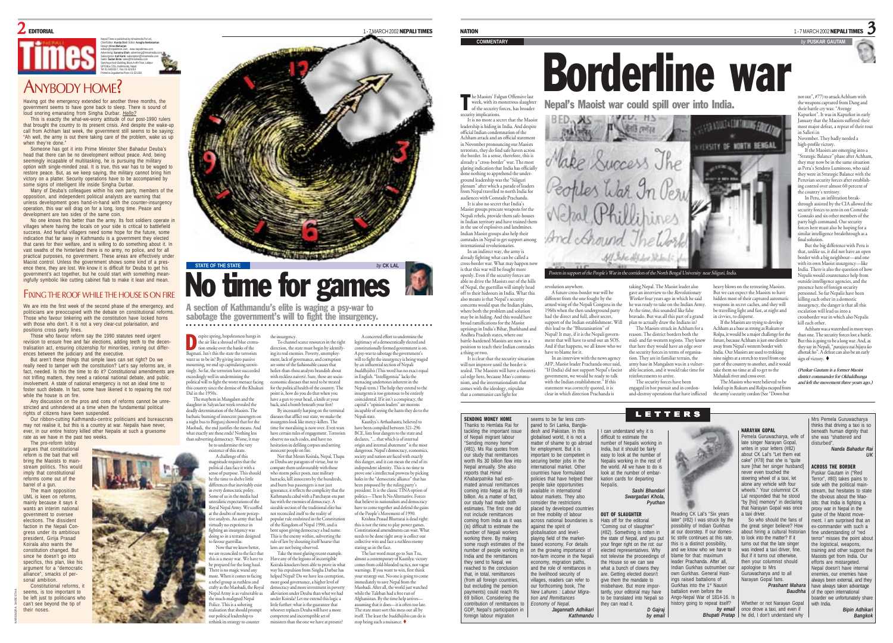# EDITORIAL

Nepali Times is published by Himalmedia Pvt Ltd, Chief Editor: Kunda Dixit Editor: Anagha Neelakantan Design: Kiran Maharjan editors@nepalitimes.com, www.nepalitimes.com Advertising: Sunaina Shah advertising@himalmedia.com Subscription: Anil Karki subscription@himalmedia.com Sales: Sailesh Bista sales@himalmedia.com Sanchaya Kosh Building, Block A-4th Floor, Lalitpur GPO Box 7251, Kathmandu, Nepal Tel: 01-5543333-7, Fax: 01-521013 Printed at Jagadamba Press: 01-521393

## ANYBODY HOME?

Having got the emergency extended for another three months, the government seems to have gone back to sleep. There is sound of loud snoring emanating from Singha Durbar. *Hello?*

This is exactly the what-we-worry attitude of our post-1990 rulers that brought the country to its present crisis. And despite the wake-up call from Achham last week, the government still seems to be saying: "Ah well, the army is out there taking care of the problem, wake us up when they're done."

Someone has got it into Prime Minister Sher Bahadur Deuba's head that there can be no development without peace. And, being seemingly incapable of multitasking, he is pursuing the military option with single-minded zeal. It is true, this war has to be waged to restore peace. But, as we keep saying, the military cannot bring him victory on a platter. Security operations have to be accompanied by some signs of intelligent life inside Singha Durbar.

Many of Deuba's colleagues within his own party, members of the opposition, and independent political analysts are warning that unless development goes hand-in-hand with the counter-insurgency operation, this war will drag on for a long, long time. Peace and development are two sides of the same coin.

No one knows this better than the army. Its foot soldiers operate in villages where having the locals on your side is critical to battlefield success. And fearful villagers need some hope for the future, some indication that far away in Kathmandu is a government they elected that cares for their welfare, and is willing to do something about it. In vast swaths of the hinterland there is no army, no police, and for all practical purposes, no government. These areas are effectively under Maoist control. Unless the government shows some kind of a presence there, they are lost. We know it is difficult for Deuba to get his government's act together, but he could start with something meaningfully symbolic like cutting cabinet flab to make it lean and mean.

## FIXING THE ROOF WHILE THE HOUSE IS ON FIRE

We are into the first week of the second phase of the emergency, and politicians are preoccupied with the debate on constitutional reforms. Those who favour tinkering with the constitution have locked horns with those who don't. It is not a very clear-cut polarisation, and positions cross party lines.

Those who favour reform say the 1990 statutes need urgent revision to ensure free and fair elections, adding teeth to the decentralisation act, ensuring citizenship for minorities, ironing out differences between the judiciary and the executive.

But aren't these things that simple laws can set right? Do we really need to tamper with the constitution? Let's say reforms are, in fact, needed. Is this the time to do it? Constitutional amendments are not trifling matters, they need a rational national debate, and public involvement. A state of national emergency is not an ideal time to foster such debate. In fact, some have likened it to repairing the roof while the house is on fire.

Any discussion on the pros and cons of reforms cannot be unrestricted and uninhibited at a time when the fundamental political rights of citizens have been suspended.

Our ribbon-cutting Kathmandu-centric politicians and bureaucrats may not realise it, but this is a country at war. Nepalis have never, ever, in our entire history killed other Nepalis at such a gruesome rate as we have in the past two weeks.

The pro-reform lobby argues that constitutional reform is the bait that will bring the Maoists to mainstream politics. This would imply that constitutional reforms come out of the barrel of a gun.

The main opposition UML is keen on reforms, mainly because it says it wants an interim national government to oversee elections. The dissident faction in the Nepali Congress under its ambitious president, Girija Prasad Koirala also wants the constitution changed. But since he doesn't go into specifics, this plan, like his argument for a "democratic alliance", smacks of personal ambition.

Constitutional reforms, it seems, is too important to be left just to politicians who can't see beyond the tip of their noses.

NARENDRA SHRESTHA

STATE OF THE STATE *by* CK LAL

# No time for games

**A section of Kathmandu's elite is waging a psy-war to sabotage the government's will to fight the insurgency.**

Despite spring, hopelessness hangs in the air like a shroud of blue cremation smoke over the banks of the Bagmati. Isn't this the state the terrorists want us to be in? By giving into passive mourning, we end up capitulating unwittingly. So far, the terrorists have succeeded exceedingly well in undermining the political will to fight the worst menace facing this country since the demise of the Khukuri Dal in the 1950s.

The mayhem in Mangalsen and the slaughter in Salyan last week revealed the deadly determination of the Maoists. The barbaric burning of innocent passengers on a night bus to Birganj showed that for the Maobadi, the end justifies the means. And what exactly are these ends? Nothing less than subverting democracy. Worse, it may be to undermine the very existence of this state.

A challenge of this magnitude requires that the political class face it with a sense of purpose. This should be the time to shelve little differences that inevitably exist in every democratic polity. Some of us in the media had unrealistic expectations of the Royal Nepal Army. We scoffed at the doubts of more perceptive analysts. An army that had virtually no experience in fighting an insurgency was doing so in a terrain designed to favour guerrillas.

Now that we know better, we are reconciled to the fact that this is a messy war. We have to be prepared for the long haul. There is no magic wand any more. When it comes to facing a rebel group as ruthless and crafty as the Maobadi, the Royal Nepal Army is as vulnerable as the much-maligned Nepal Police. This is a sobering realisation that should prompt our political leadership to rethink its strategy to counter the insurgency.

To channel scarce resources in the right direction, the state must begin by identifying its real enemies. Poverty, unemployment, lack of governance, and corruption are some of the fashionable causes that holier-than-thou analysts brandish about with reckless naïveté. Sure, these are socio-economic diseases that need to be treated for the political health of the country. The point is, how do you do that when you have a gun to your head, a knife at your back, and a bomb beneath your feet?

By incessantly harping on the terminal diseases that afflict our state, we make the insurgents look like mercy-killers. The time for moralising is now over. Even wars have certain rules of engagement. Terrorists observe no such codes, and have no hesitation in defiling corpses and setting innocent people on fire.

Not that Messrs Koirala, Nepal, Thapa or Deuba are paragons of virtue, but to compare them unfavourably with those who storm police posts, raze military barracks, kill innocents by the hundreds, and burn bus passengers is not just ignorance, it reflects the complicity that the Kathmandu cabal with a Panchayat-era past has with the enemies of democracy. A sizeable section of the traditional elite has not reconciled itself to the reality of popular rule enshrined in the Constitution of the Kingdom of Nepal 1990, and is bent upon giving democracy a bad name. This is the enemy within, subverting the rule of law by shouting itself hoarse that laws are not being observed.

Take the most glaring recent example. Have any of the legions of incorrigible Koirala-knockers been able to prove in what way his expulsion from Singha Durbar has helped Nepal? Do we have less corruption, more good governance, a higher level of democracy and more investment in poverty alleviation under Deuba than what we had under Koirala? Let me extend this logic a little further: what is the guarantee that whoever replaces Deuba will have a more competent and incorruptible set of ministers than the one we have at present?

A concerted effort to undermine the legitimacy of a democratically elected and constitutionally formed government is on. A psy-war to sabotage the government's will to fight the insurgency is being waged by an influential section of Nepali *buddhijibis* (This word has no exact equal in English. "Intelligentsia" lacks the menacing undertones inherent in the Nepali term.) The help they extend to the insurgents is too generous to be entirely coincidental. If it isn't a conspiracy, the capital's "opinion leaders" are morons incapable of seeing the harm they do to the Nepali state.

Kautilya's *Arthashastra*, believed to have been compiled between 321-296 BCE, lists four dangers to the state and declares, "... that which is of internal origin and internal abetment" is the most dangerous. Nepal's democracy, economics, society and nation are faced with exactly this danger, and it can mean the end of its independent identity. This is no time to prove one's intellectual prowess by picking holes in the "democratic alliance" that has been proposed by the ruling party's president. It is the classic TINA option of politics—There Is No Alternative. Forces that believe in nationalism and democracy have to come together and defend the gains of the People's Movement of 1990.

Krishna Prasad Bhattarai is dead right: this is not the time to play power games. Constitutional amendments can wait. What needs to be done right away is collect our collective wits and face a ruthless enemy staring us in the face.

The last word must go to Sun Tzu, almost a contemporary of Kautilya: victory comes from cold-blooded tactics, not vague warnings. If you want to win, first think your strategy out. No one is going to come immediately to save Nepal from the Maobadi. After all, the world just watched while the Taleban had a free run of Afghanistan. By the time help arrives—assuming that it does—it is often too late. The state must sort this mess out all by itself. The least the *buddhijibis* can do is stop being such a nuisance. ♦

# NATION

COMMENTARY *by* PUSKAR GAUTAM

# Borderline war

**Nepal's Maoist war could spill over into India.**

The Maoists' Falgun Offensive last week, with its monstrous slaughter of the security forces, has broader security implications.

It is no more a secret that the Maoist leadership is hiding in India. And despite official Indian condemnation of the Achham attack and an official statement in November pronouncing our Maoists terrorists, they do find safe haven across the border. In a sense, therefore, this is already a "cross-border" war. The most glaring indication that India has officially done nothing to apprehend the underground leadership was the "Siliguri plenum" after which a parade of leaders from Nepal travelled to north India for audiences with Comrade Prachanda.

It is also no secret that India's Maoist groups procure weapons for the Nepali rebels, provide them safe-houses in Indian territory and have trained them in the use of explosives and landmines. Indian Maoist groups also help their comrades in Nepal to get support among international revolutionaries.

In an indirect way, the army is already fighting what can be called a cross-border war. What may happen now is that this war will be fought more openly. Even if the security forces are able to drive the Maoists out of the hills of Nepal, the guerrillas will simply head off to their hideouts in India. What this also means is that Nepal's security concerns would span the Indian plains, where both the problem and solution may be in hiding. And this would have broad ramifications for the Maoist uprisings in India's Bihar, Jharkhand and Andhra Pradesh states, where our battle-hardened Maoists are now in a position to teach their Indian comrades a thing or two.

It is clear that the security situation will not improve until the border is sealed. The Maoists will have a theoretical edge here, because Mao's communism, and the internationalism that comes with the ideology, stipulate that a communist can fight for revolution anywhere.

*Posters in support of the People's War in the corridors of the North Bengal University near Siliguri, India.*

A future cross-border war will be different from the one fought by the armed wing of the Nepali Congress in the 1960s when the then underground party had the direct and full, albeit secret, support of the Indian establishment. Will this lead to the "Bhutanisation" of Nepal? It may, if it is the Nepali government that will have to send out an SOS. And if that happens, we all know who we have to blame for it.

In an interview with the news agency AFP, Maoist leader Prachanda once said, "If (India) did not support Nepal's fascist government, we would be ready to talk with the Indian establishment." If this statement was correctly quoted, it is clear in which direction Prachanda is taking Nepal. The Maoist leader also gave an interview to the *Revolutionary Worker* four years ago in which he said he was ready to take on the Indian Army. At the time, this sounded like false bravado. But was all this part of a grand plan to actually draw the Indians in?

The Maoists struck in Achham for a reason. The district borders both the mid- and far-western regions. They knew that here they would have an edge over the security forces in terms of organisation. They are in familiar terrain, the army base in Mangalsen was in a vulnerable location, and it would take time for reinforcements to arrive.

The security forces have been engaged in hot pursuit and in cordon-and-destroy operations that have inflicted heavy blows on the retreating Maoists. But we can expect the Maoists to have hidden most of their captured automatic weapons in secret caches, and they will be travelling light and fast, at night and in civvies, to disperse.

If the Maoists are trying to develop Achham as a base as strong as Rukum or Rolpa, it would be a major challenge for the future, because Achham is just one district away from Nepal's western border with India. Our Maoists are used to trekking nine nights at a stretch to travel from one part of the country to another, and it would take them no time at all to get to the Mahakali river and cross over.

The Maoists who were believed to be holed up in Rukum and Rolpa escaped from the army's security cordon (See "Down but not out", #77) to attack Achham with the weapons captured from Dang and their battle cry was: "Avenge Kapurkot". It was in Kapurkot in early January that the Maoists suffered their most major defeat, a repeat of their rout in Salleri in November. They badly needed a high-profile victory.

If the Maoists are emerging into a "Strategic Balance" phase after Achham, they may now be in the same situation as Peru's Sendero Luminoso, who said they were in Strategic Balance with the Peruvian security forces after establishing control over almost 60 percent of the country's territory.

In Peru, an infiltration breakthrough assisted by the CIA allowed the security forces to zero in on Comrade Gonzalo and six other members of the party high command. Our security forces here must also be hoping for a similar intelligence breakthrough as a final solution.

But the big difference with Peru is that, unlike us, it did not have an open border with a big neighbour—and one with its own Maoist insurgency—like India. There is also the question of how Nepalis would countenance help from outside intelligence agencies, and the presence here of foreign security personnel. So far Nepalis have been killing each other in a domestic insurgency, the danger is that all this escalation will lead us into a crossborder war in which also Nepalis kill each other.

Achham was a watershed in more ways than one. The security forces lost a battle. But this is going to be a long war. And, as they say in Nepali, "*parajaya nai bijaya ko dhorak ho*". A defeat can also be an early sign of victory. ♦

*(Puskar Gautam is a former Maoist district commander for Okhaldhunga and left the movement three years ago.)*

# LETTERS

**SENDING MONEY HOME**

Thanks to Hemlata Rai for tackling the important issue of Nepali migrant labour "Sending money home" (#81). Ms Rai quotes from our study that remittances worth Rs 30 billion flow into Nepal annually. She also reports that *Himal Khabarpatrika* had estimated annual remittances coming into Nepal as Rs 69 billion. As a matter of fact, our study had made both estimates. The first one did not include remittances coming from India as it was (is) difficult to estimate the number of Nepali workers working there. By making some rough estimates of the number of people working in India and the remittances they send to Nepal, we reached to the conclusion that, in total, remittances (from all foreign countries, but excluding the pension payments) could reach Rs 69 billion. Considering the contribution of remittances to GDP, Nepal's participation in foreign labour migration seems to be far less compared to Sri Lanka, Bangladesh and Pakistan. In this globalised world, it is not a matter of shame to go abroad for employment. But it is important to be competent in securing better jobs in the international market. Other countries have formulated policies that have helped their people take opportunities available in international labour markets. They also consider the restrictions placed by developed countries on free mobility of labour across national boundaries is against the spirit of globalisation and level-playing field of the market-based economy. For details on the growing importance of non-farm income in the Nepali economy, migration paths, and the role of remittances in the livelihood security of villages, readers can refer to our forthcoming book, *The New Lahures : Labour Migration and Remittances Economy of Nepal*.

***Jagannath Adhikari***
***Kathmandu***

I can understand why it is difficult to estimate the number of Nepalis working in India, but it should be fairly easy to look at the number of Nepalis working in the rest of the world. All we have to do is look at the number of embarkation cards for departing Nepalis.

***Sashi Bhandari***
***Swargadari Khola, Pyuthan***

**OUT OF SLAUGHTER**

Hats off for the editorial "Coming out of slaughter" (#82). Something is rotten in the state of Nepal, and you put your finger right on the rot: our elected representatives. Why not televise the proceedings of the House so we can see what a bunch of clowns they are. Getting elected doesn't give them the mandate to misbehave. But more importantly, your editorial may have to be translated into Nepali so they can read it.

***D Gajraj***
***by email***

Reading CK Lal's "Six years later" (#82) I was struck by the possibility of Indian Gurkhas at our doorstep. If our domestic strife continues at this rate, this is a distinct possibility, and we know who we have to blame for that: maximum leader Prachanda. After all, Indian Gurkhas outnumber our own Gurkhas. General Hastings raised battalions of Gurkhas into the 1st Nausiri battalion even before the Anglo-Nepal War of 1814-16. Is history going to repeat itself?

***by email***
***Bhupati Pratap***

**NARAYAN GOPAL**

Pemela Guruwacharya, wife of late singer Narayan Gopal, writes in your letters (#82) about CK Lal's "Let them eat cake" (#78) that she is "quite sure [that her singer husband] never even touched the steering wheel of a taxi, let alone any vehicle with four wheels." Your columnist CK Lal responded that he stood "by [his] memory" in declaring that Narayan Gopal was once a taxi driver.

So who should the fans of the great singer believe? How about hiring a cultural historian to look into the matter? If it turns out that the late singer was indeed a taxi driver, fine. But if it turns out otherwise, then your columnist should apologise to Mrs Guruwacharya and to all Narayan Gopal fans.

***Prashant Mahara***
***Baudhha***

Whether or not Narayan Gopal once drove a taxi, even if he did, I don't understand why Mrs Pemela Guruwacharya thinks that driving a taxi is so beneath human dignity that she was "shattered and disturbed".

***Nanda Bahadur Rai***
***UK***

**ACROSS THE BORDER**

Puskar Gautam in ("Red Terror", #80) takes pains to side with the political mainstream, but hesitates to state the obvious about the Maoists: that India is fighting a proxy war in Nepal in the guise of the Maoist movement. I am surprised that an ex-commander with such a fine understanding of "red terror" misses the point about the logistical, weapons, training and other support the Maoists get from India. Our efforts are mistargeted. Nepal doesn't have internal enemies, our enemies have always been external, and they have always taken advantage of the open international boarder we unfortunately share with India.

***Bipin Adhikari***
***Bangkok***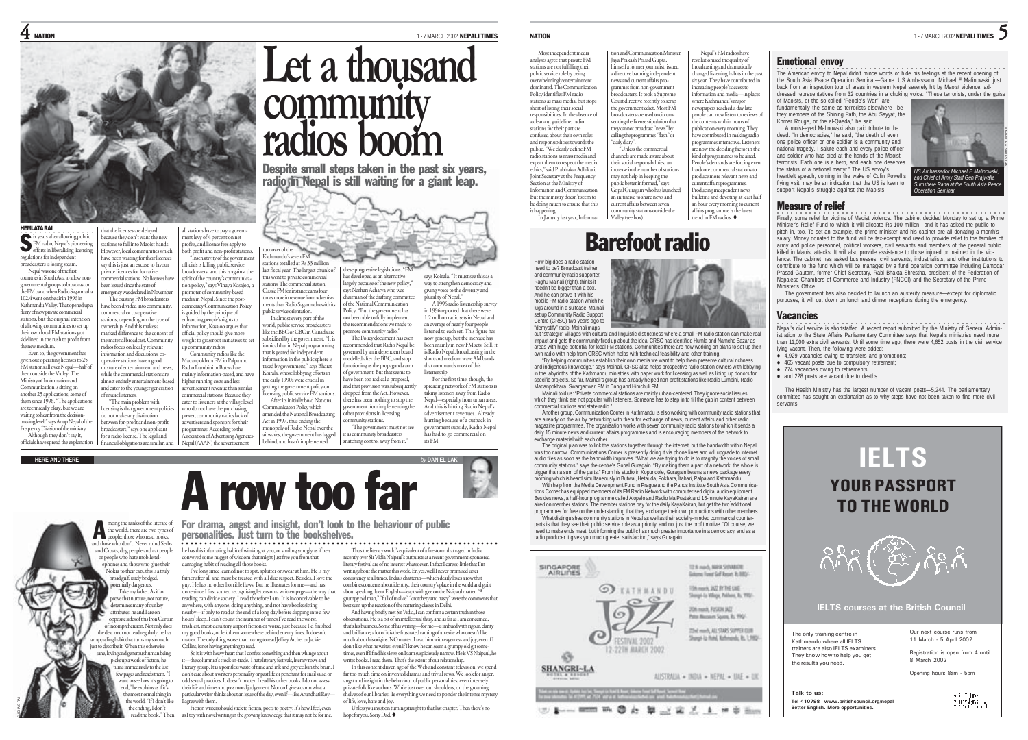# Let a thousand community radios boom

**Despite small steps taken in the past six years, radio in Nepal is still waiting for a giant leap.**

**HEMLATA RAI**

Six years after allowing public FM radio, Nepal's pioneering efforts in liberalising licensing regulations for independent broadcasters is losing steam.

Nepal was one of the first countries in South Asia to allow non-governmental groups to broadcast on the FM band when Radio Sagarmatha 102.4 went on the air in 1996 in Kathmandu Valley. That opened up a flurry of new private commercial stations, but the original intention of allowing communities to set up their own local FM stations got sidelined in the rush to profit from the new medium.

Even so, the government has given out operating licenses to 25 FM stations all over Nepal—half of them outside the Valley. The Ministry of Information and Communication is sitting on another 25 applications, some of them since 1996. "The applications are technically okay, but we are waiting to hear from the decision-making level," says Anup Nepal of the Frequency Division of the ministry.

Although they don't say it, officials have spread the explanation that the licenses are delayed because they don't want the new stations to fall into Maoist hands. However, local communities which have been waiting for their licenses say this is just an excuse to favour private licences for lucrative commercial stations. No licenses have been issued since the state of emergency was declared in November.

The existing FM broadcasters have been divided into community, commercial or co-operative stations, depending on the type of ownership. And this makes a marked difference to the content of the material broadcast. Community radios focus on locally relevant information and discussions, co-operative stations have a good mixture of entertainment and news, while the commercial stations are almost entirely entertainment-based and cater to the younger generation of music listeners.

"The main problem with licensing is that government policies do not make any distinction between for-profit and non-profit broadcasters," says one applicant for a radio license. The legal and financial obligations are similar, and all stations have to pay a government tax of 4 percent on net profits, and license fees apply to both profit and non-profit stations.

"Insensitivity of the government officials is killing public service broadcasters, and this is against the spirit of the country's communication policy," says Vinaya Kasajoo, a promoter of community-based media in Nepal. Since the post-democracy Communication Policy is guided by the principle of enhancing people's rights to information, Kasajoo argues that official policy should give more weight to grassroot initiatives to set up community radios.

Community radios like the Madanpokhara FM in Palpa and Radio Lumbini in Butwal are mainly information-based, and have higher running costs and less advertisement revenue than similar commercial stations. Because they cater to listeners at the village level who do not have the purchasing power, community radios lack of advertisers and sponsors for their programmes. According to the Association of Advertising Agencies-Nepal (AAAN) the advertisement turnover of the Kathmandu's seven FM stations totalled at Rs 33 million last fiscal year. The largest chunk of this went to private commercial stations. The commercial station, Classic FM for instance earns four times more in revenue from advertisements than Radio Sagarmatha with its public service orientation.

In almost every part of the world, public service broadcasters like the BBC or CBC in Canada are subsidised by the government. "It is ironical that in Nepal programming that is geared for independent information in the public sphere is taxed by government," says Bharat Koirala, whose lobbying efforts in the early 1990s were crucial in getting the government policy on licensing public service FM stations.

After its initially bold National Communication Policy which amended the National Broadcasting Act in 1997, thus ending the monopoly of Radio Nepal over the airwaves, the government has lagged behind, and hasn't implemented these progressive legislations. "FM has developed as an alternative largely because of the new policy," says Narhari Acharya who was chairman of the drafting committee of the National Communication Policy. "But the government has not been able to fully implement the recommendations we made to promote community radio."

The Policy document has even recommended that Radio Nepal be governed by an independent board modelled after the BBC, and stop functioning as the propaganda arm of government. But that seems to have been too radical a proposal, and that provision was subsequently dropped from the Act. However, there has been nothing to stop the government from implementing the other provisions in licensing community stations.

"The government must not see it as community broadcasters snatching control away from it," says Koirala. "It must see this as a way to strengthen democracy and giving voice to the diversity and plurality of Nepal."

A 1996 radio listenership survey in 1996 reported that there were 1.2 million radio sets in Nepal and an average of nearly four people listened to each set. This figure has now gone up, but the increase has been mainly in new FM sets. Still, it is Radio Nepal, broadcasting in the short and medium wave AM bands that commands most of this listenership.

For the first time, though, the spreading network of FM stations is taking listeners away from Radio Nepal—especially from urban areas. And this is hitting Radio Nepal's advertisement revenues. Already hurting because of a cutback in government subsidy, Radio Nepal has had to go commercial on its FM.

Most independent media analysts agree that private FM stations are not fulfilling their public service role by being overwhelmingly entertainment dominated. The Communication Policy identifies FM radio stations as mass media, but stops short of listing their social responsibilities. In the absence of a clear-cut guideline, radio stations for their part are confused about their own roles and responsibilities towards the public. "We clearly define FM radio stations as mass media and expect them to respect the media ethics," said Prabhakar Adhikari, Joint Secretary at the Frequency Section at the Ministry of Information and Communication. But the ministry doesn't seem to be doing much to ensure that this is happening.

In January last year, Information and Communication Minister Jaya Prakash Prasad Gupta, himself a former journalist, issued a directive banning independent news and current affairs programmes from non-government broadcasters. It took a Supreme Court directive recently to scrap the government edict. Most FM broadcasters are used to circumventing the license stipulation that they cannot broadcast "news" by calling the programmes "flash" or "daily diary".

"Unless the commercial channels are made aware about their social responsibilities, an increase in the number of stations may not help in keeping the public better informed," says Gopal Guragain who has launched an initiative to share news and current affairs between seven community stations outside the Valley (see box).

Nepal's FM radios have revolutionised the quality of broadcasting and dramatically changed listening habits in the past six year. They have contributed in increasing people's access to information and media—in places where Kathmandu's major newspapers reached a day late people can now listen to reviews of the contents within hours of publication every morning. They have contributed in making radio programmes interactive. Listeners are now the deciding factor in the kind of programmes to be aired. People's demands are forcing even hardcore commercial stations to produce more relevant news and current affairs programmes. Producing independent news bulletins and devoting at least half an hour every morning to current affairs programme is the latest trend in FM radios. ♦

## Barefoot radio

How big does a radio station need to be? Broadcast trainer and community radio supporter, Raghu Mainali (right), thinks it needn't be bigger than a box. And he can prove it with his mobile FM radio station which he lugs around in a suitcase. Mainali set up Community Radio Support Centre (CRSC) two years ago to "demystify" radio. Mainali maps out "strategic" villages with cultural and linguistic distinctness where a small FM radio station can make real impact and gets the community fired up about the idea. CRSC has identified Humla and Namche Bazar as areas with huge potential for local FM stations. Communities there are now working on plans to set up their own radio with help from CRSC which helps with technical feasibility and other training.

"By helping communities establish their own media we want to help them preserve cultural richness and indigenous knowledge," says Mainali. CRSC also helps prospective radio station owners with lobbying in the labyrinths of the Kathmandu ministries with paper work for licensing as well as lining up donors for specific projects. So far, Mainali's group has already helped non-profit stations like Radio Lumbini, Radio Madanpokhara, Swargadwari FM in Dang and Himchuli FM.

Mainali told us: "Private commercial stations are mainly urban-centered. They ignore social issues which they think are not popular with listeners. Someone has to step in to fill the gap in content between commercial stations and state radio."

Another group, Communication Corner in Kathmandu is also working with community radio stations that are already on the air by networking with them for exchange of news, current affairs and other radio magazine programmes. The organisation works with seven community radio stations to which it sends a daily 15 minute news and current affairs programmes and is encouraging members of the network to exchange material with each other.

The original plan was to link the stations together through the internet, but the bandwidth within Nepal was too narrow. Communications Corner is presently doing it via phone lines and will upgrade to internet audio files as soon as the bandwidth improves. "What we are trying to do is to magnify the voices of small community stations," says the centre's Gopal Guragain. "By making them a part of a network, the whole is bigger than a sum of the parts." From his studio in Kopundole, Guragain beams a news package every morning which is heard simultaneously in Butwal, Hetauda, Pokhara, Ilahari, Palpa and Kathmandu.

With help from the Media Development Fund in Prague and the Panos Institute South Asia Communications Corner has equipped members of its FM Radio Network with computerised digital audio equipment. Besides news, a half-hour programme called Alopalo and Radio Ma Pustak and 15-minute KayaKairan are aired on member stations. The member stations pay for the daily KayaKairan, but get the two additional programmes for free on the understanding that they exchange their own productions with other members.

What distinguishes community stations in Nepal as well as their socially-minded commercial counterparts is that they see their public service role as a priority, and not just the profit motive. "Of course, we need to make ends meet, but informing the public has much greater importance in a democracy, and as a radio producer it gives you much greater satisfaction," says Guragain.

## Emotional envoy

The American envoy to Nepal didn't mince words or hide his feelings at the recent opening of the South Asia Peace Operation Seminar—Game. US Ambassador Michael E Malinowski, just back from an inspection tour of areas in western Nepal severely hit by Maoist violence, addressed representatives from 32 countries in a choking voice: "These terrorists, under the guise of Maoists, or the so-called "People's War", are fundamentally the same as terrorists elsewhere—be they members of the Shining Path, the Abu Sayyaf, the Khmer Rouge, or the al-Qaeda," he said.

A moist-eyed Malinowski also paid tribute to the dead. "In democracies," he said, "the death of even one police officer or one soldier is a community and national tragedy. I salute each and every police officer and soldier who has died at the hands of the Maoist terrorists. Each one is a hero, and each one deserves the status of a national martyr." The US envoy's heartfelt speech, coming in the wake of Colin Powell's flying visit, may be an indication that the US is keen to support Nepal's struggle against the Maoists.

*US Ambassador Michael E Malinowski, and Chief of Army Staff Gen Prajwalla Sumshere Rana at the South Asia Peace Operation Seminar.*

## Measure of relief

Finally, some relief for victims of Maoist violence. The cabinet decided Monday to set up a Prime Minister's Relief Fund to which it will allocate Rs 100 million—and it has asked the public to pitch in, too. To set an example, the prime minister and his cabinet are all donating a month's salary. Money donated to the fund will be tax-exempt and used to provide relief to the families of army and police personnel, political workers, civil servants and members of the general public killed in Maoist attacks. It will also provide assistance to those injured or maimed in the violence. The cabinet has asked businesses, civil servants, industrialists, and other institutions to contribute to the fund which will be managed by a fund operation committee including Damodar Prasad Gautam, former Chief Secretary, Rabi Bhakta Shrestha, president of the Federation of Nepalese Chambers of Commerce and Industry (FNCCI) and the Secretary of the Prime Minister's Office.

The government has also decided to launch an austerity measure—except for diplomatic purposes, it will cut down on lunch and dinner receptions during the emergency.

## Vacancies

Nepal's civil service is shortstaffed. A recent report submitted by the Ministry of General Administration to the State Affairs Parliamentary Committee says that Nepal's ministries need more than 11,000 extra civil servants. Until some time ago, there were 4,652 posts in the civil service lying vacant. Then, the following were added:

- 4,929 vacancies owing to transfers and promotions;
- 465 vacant posts due to compulsory retirement;
- 774 vacancies owing to retirements;
- and 228 posts are vacant due to deaths.

The Health Ministry has the largest number of vacant posts—5,244. The parliamentary committee has sought an explanation as to why steps have not been taken to find more civil servants.

HERE AND THERE *by* **DANIEL LAK**

# A row too far

**For drama, angst and insight, don't look to the behaviour of public personalities. Just turn to the bookshelves.**

Among the ranks of the literate of the world, there are two types of people: those who read books, and those who don't. Never mind Serbs and Croats, dog people and cat people or people who hate mobile telephones and those who glue their Nokia to their ears, this is a truly broad gulf, early bridged, potentially dangerous.

Take my father. As if to prove that nurture, not nature, determines many of our key attributes, he and I are on opposite sides of this Iron Curtain of incomprehension. Not only does the dear man not read regularly, he has an appalling habit that turns my stomach just to describe it. When this otherwise sane, loving and generous human being picks up a work of fiction, he turns immediately to the last few pages and reads them. "I want to see how it's going to end," he explains as if it's the most normal thing in the world. "If I don't like the ending, I don't read the book." Then he has this infuriating habit of winking at you, or smiling smugly as if he's conveyed some nugget of wisdom that might just free you from that damaging habit of reading all those books.

I've long since learned not to spit, splutter or swear at him. He is my father after all and must be treated with all due respect. Besides, I love the guy. He has no other horrible flaws. But he illustrates for me—and has done since I first started recognising letters on a written page—the way that reading can divide society. I read therefore I am. It is inconceivable to be anywhere, with anyone, doing anything, and not have books sitting nearby—if only to read at the end of a long day before slipping into a few hours' sleep. I can't count the number of times I've read the worst, trashiest, most desultory airport fiction or worse, just because I'd finished my good books, or left them somewhere behind enemy lines. It doesn't matter. The only thing worse than having to read Jeffrey Archer or Jackie Collins, is not having anything to read.

So it is with heavy heart that I confess something and then whinge about it—the columnist's stock-in-trade. I hate literary festivals, literary rows and literary gossip. It is a pointless waste of time and ink and grey cells in the brain. I don't care about a writer's personality or past life or penchant for snail salad or odd sexual practices. It doesn't matter. I read his or her books. I do not assess their life and times and pass moral judgement. Nor do I give a damn what a particular writer thinks about an issue of the day, even if—like Arundhati Roy—I agree with them.

Fiction writers should stick to fiction, poets to poetry. It's how I feel, even as I toy with novel writing in the growing knowledge that it may not be for me.

Thus the literary world's equivalent of a firestorm that raged in India recently over Sir Vidia Naipaul's outbursts at a recent government-sponsored literary festival are of no interest whatsoever. In fact I care so little that I'm writing about the matter this week. Er, yes, well I never promised utter consistency at all times. India's chatterati—which dearly loves a row that combines concerns about identity, their country's place in the world and guilt about speaking fluent English—kept with glee on the Naipaul matter. "A grumpy old man," "full of malice" "crotchety and nasty" were the comments that best sum up the reaction of the nattering classes in Delhi.

And having briefly met Sir Vidia, I can confirm a certain truth in those observations. He is a bit of an intellectual thug, and as far as I am concerned, that's his business. Some of his writing—for me—is imbued with rigour, clarity and brilliance; a lot of it is the frustrated ranting of an exile who doesn't like much about his origins. NO matter. I read him with eagerness and joy, even if I don't like what he writes, even if I know he can seem a grumpy old git sometimes, even if I find his views on Islam suspiciously narrow. He is VS Naipaul, he writes books. I read them. That's the extent of our relationship.

In this content driven age of the Web and constant television, we spend far too much time on invented dramas and trivial rows. We look for anger, angst and insight in the behaviour of public personalities, even intensely private folk like authors. While just over our shoulders, on the groaning shelves of our libraries, lie everything we need to ponder the intense mystery of life, love, hate and joy.

Unless you insist on turning straight to that last chapter. Then there's no hope for you. Sorry Dad. ♦

**IELTS**

**YOUR PASSPORT TO THE WORLD**

**IELTS courses at the British Council**

The only training centre in Kathmandu where all IELTS trainers are also IELTS examiners. They know how to help you get the results you need.

Our next course runs from 11 March - 5 April 2002

Registration is open from 4 until 8 March 2002

Opening hours 8am - 5pm

**Talk to us:**
**Tel 410798 www.britishcouncil.org/nepal**
**Better English. More opportunities.**

SINGAPORE AIRLINES

KATHMANDU Jazz FESTIVAL 2002 12-22TH MARCH 2002

SHANGRI~LA HOTEL & RESORT

12 th march, MAHA SHIVARATRI Gokarna Forest Golf Resort. Rs 800/-

15th march, JAZZ BY THE LAKE Shangri-La Village, Pokhara, Rs. 990/-

20th march, FUSION JAZZ Patan Museum Square, Rs. 990/-

22nd march, ALL STARS SUPPER CLUB Shangri-La Hotel, Kathmandu, Rs. 1,990/-

AUSTRALIA • INDIA • NEPAL • UAE • UK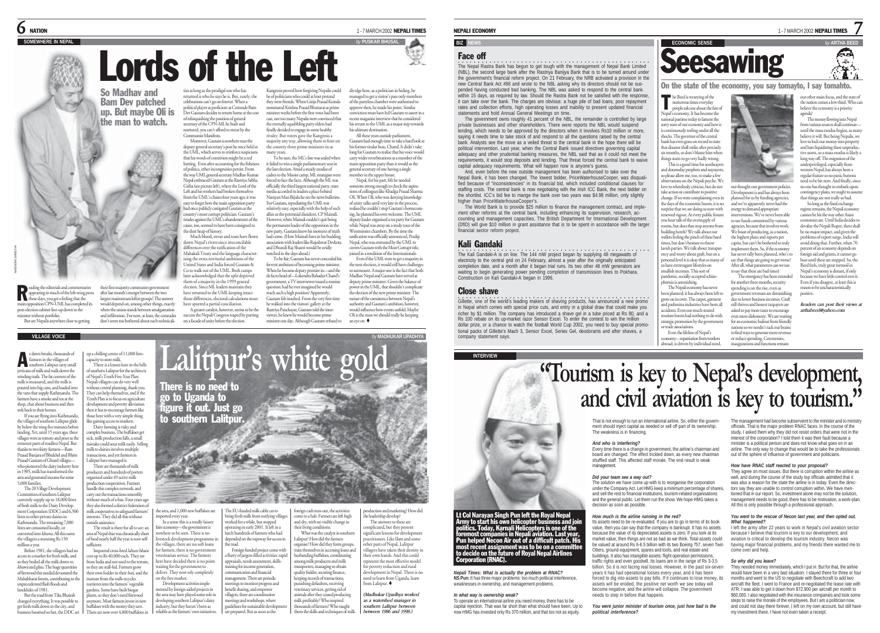## SOMEWHERE IN NEPAL

*by* **PUSKAR BHUSAL**

# Lords of the Left

**So Madhav and Bam Dev patched up. But maybe Oli is the man to watch.**

Reading the editorials and commentaries appearing in much of the left-wing press these days, you get a feeling that the main opposition CPN-UML has completed its post-election cabinet line-up down to the minister without portfolio.

But are Nepalis anywhere close to getting their first majority communist government after last month's merger between the two largest mainstream leftist groups? The answer would depend on, among other things, exactly where the union stands between amalgamation and infiltration. For now, at least, the comrades don't seem too bothered about such technicalities as long as the prodigal son who has returned is who he says he is. But, surely, the celebrations can't go on forever. When a political player as proficient as Comrade Bam Dev Gautam decides to return home at the cost of relinquishing the position of general secretary of the CPN-ML he built and nurtured, you can't afford to swear by the Communist Manifesto.

Moreover, Gautam is nowhere near the deputy general secretary's post he once held in the UML, which serves to reinforce suspicions that his words of contrition might be a red herring. Even after accounting for the fishiness of politics, other incongruities persist. From the way UML general secretary Madhav Kumar Nepal embraced Gautam at the Rastriya Sabha Griha (see picture left), where the Lord of the Left and his workers had broken themselves from the UML's chains four years ago, it was easy to forget how the main opposition party had once publicly castigated Gautam as the country's most corrupt politician. Gautam's tirades against the UML's abandonment of the cause, too, seemed to have been consigned to the dust heap of history.

Much blood, sweat and tears have flown down Nepal's rivers since irreconcilable differences over the ratification of the Mahakali Treaty and the language characterising the extra-territorial ambitions of the United States and India forced Gautam & Co to walk out of the UML. Both camps later acknowledged that the split deprived them of a majority in the 1999 general election. Since ML leaders maintain they have returned to the UML keeping intact those differences, electoral calculations must have spurred a partial conciliation.

A greater catalyst, however, seems to be the success the Nepali Congress reaped by putting on a facade of unity before the election. Kangresis proved how forgiving Nepalis could be of politicians who could at least pretend they were friends. When Girija Prasad Koirala nominated Krishna Prasad Bhattarai as prime minister weeks before the first votes had been cast, not too many Nepalis were convinced that the eternally squabbling party elders had finally decided to engage in some healthy rivalry. But voters gave the Kangresis a majority any way, allowing them to foist on the country three prime ministers in as many years.

To be sure, the ML's fate was sealed when it failed to win a single parliamentary seat in the last election. Amid a steady exodus of cadres to the Maoist camp, ML strategists were forced to face the facts. Although the ML was officially the third largest national party, state media accorded its leaders a place behind Narayan Man Bijukche on the news bulletins. For Gautam, repudiating the UML was relatively easy, especially with the help of such allies as the perennial dissident, CP Mainali. However, when Mainali couldn't quit being the permanent leader of the opposition in the new party, Gautam knew his moment of truth had come. (How Mainali fares in his budding association with leaders like Rajeshwar Devkota and Dhundi Raj Shastri would be avidly watched in the days ahead.)

To be fair, Gautam has never concealed his fervent ambition of becoming prime minister. When he became deputy premier in—and the de facto head of—Lokendra Bahadur Chand's government, a TV interviewer tossed a routine question: had he ever imagined he would reach such a high position? Apparently, Gautam felt insulted. From the very first time he walked into the visitors' gallery at the Rastriya Panchayat, Gautam told the interviewer, he knew he would become prime minister one day. Although Gautam refused to divulge how, as a politician in hiding, he managed to get a visitor's pass only members of the partyless chamber were authorised to approve then, he made his point. Similar conviction must have led Gautam to assert in a recent magazine interview that he considered his return to the UML as a major step towards his ultimate destination.

All these years outside parliament, Gautam had enough time to take a hard look at his former titular boss, Chand. It didn't take long for Gautam to realise that his voice would carry wider reverberations as a member of the main opposition party than it would as the general secretary of one having a single member in the upper house.

Nepal, for his part, felt he needed someone strong enough to check the aspirations of colleagues like Khadga Prasad Sharma Oli. When Oli, who was denying knowledge of unity talks until very late in the process, realised he couldn't stop Gautam's homecoming, he planned his own welcome. The UML deputy leader organised a tea party for Gautam while Nepal was away on a study tour of the Westminster chambers. By the time the unification was officially announced, Pradip Nepal, who was entrusted by the UML to crown Gautam with the Most Corrupt title, joined in a rendition of the Internationale.

Even if the UML were to get a majority in the next election, it would still have challenges to surmount. A major one is the fact that both Madhav Nepal and Gautam have served as deputy prime minister. Given the balance of power in the UML, that shouldn't complicate the election of the new prime minister. The nature of the coexistence between Nepal's authority and Gautam's ambition, however, would influence how events unfold. Maybe Oli is the man we should really be keeping an eye on. ♦

## VILLAGE VOICE

*by* **MADHUKAR UPADHYA**

# Lalitpur's white gold

**There is no need to go to Uganda to figure it out. Just go to southern Lalitpur.**

As dawn breaks, thousands of farmers in the villages of southern Lalitpur carry small jerricans of milk and walk down the winding trails. The fat content of the milk is measured, and the milk is poured into big cans, and loaded into the vans that supply Kathmandu. The farmers have a smoke and tea at the shop, chat about business and then trek back to their homes.

If you are flying into Kathmandu, the villages of southern Lalitpur glide by below the wing five minutes before landing. Yet, until 15 years ago, these villages were as remote and poor as the remotest parts of roadless Nepal. But thanks to two feisty farmers—Ram Prasad Banjara of Bhukhel and Bhim Prasad Gautam of Ghusel villages—who pioneered the dairy industry here in 1985, milk has transformed the area and generated income for some 5,000 families.

The 20 Village Development Committees of southern Lalitpur currently supply up to 18,000 litres of fresh milk to the Dairy Development Corporation (DDC) and 6,500 litres to other private dairies in Kathmandu. The remaining 7,000 litres are consumed locally, or converted into *khuwa*. All this earns the villagers a stunning Rs 150 million a year.

Before 1981, the villagers had no access to a market for fresh milk, and so they boiled all the milk down to *khuwa* and *ghiu*. The huge quantities of firewood this needed devastated the Mahabharat forests, contributing to the unprecedented flash floods and landslides of 1981.

But the road from Tika Bhairab changed everything. It was possible to get fresh milk down to the city, and business boomed so fast, the DDC set up a chilling centre of 11,000 litre-capacity to store milk.

There is a lesson here in the hills of southern Lalitpur for the architects of Nepal's Tenth Five-Year Plan: Nepali villagers can do very well without central planning, thank you. They can help themselves, and if the Tenth Plan is to focus on agriculture development and poverty alleviation then it has to encourage farmers like those here with a very simple thing like gaining access to markets.

Dairy farming is risky and complex business. The buffaloes get sick, milk production falls, a small mistake could sour milk easily. Selling milk to dairies involves multiple transactions, and yet farmers in Lalitpur have managed it.

There are thousands of milk producers and hundreds of porters organised under 49 active milk production cooperatives. Farmers handle this complex network, and carry out the transactions smoothly without much of a fuss. Four years ago they also formed a district federation of milk cooperatives to safeguard farmers' interests. They did all this without outside assistance.

The result is there for all to see: an area of Nepal that was chronically short of food nearly half the year is now self-sufficient.

Imported cross-bred *lahure bhaisi* cost up to Rs 40,000 each. They are from India and not used to the terrain, so they are stall-fed. Farmers grow their own fodder in their *bari*, and the manure from the stalls recycles nutrients into the farmers' vegetable gardens. Some have built biogas plants, so they don't need firewood anymore. Most farmers invest in new buffaloes with the money they save. There are now over 4,000 buffaloes in the area, and 1,000 new buffaloes are imported every year.

In a sense this is a totally laissez faire economy—the government is nowhere to be seen. There is no livestock development programme in the villages, there are no soft loans for farmers, there is no government veterinarian service. The farmers here have decided there is no point waiting for the government to deliver. They now rely completely on the free market.

Development activities implemented by foreign-aided projects in the area may have played some role in developing southern Lalitpur's dairy industry, but they haven't been as reliable as the farmers' own initiatives. The EU-funded milk cable car to bring fresh milk from outlying villages worked for a while, but stopped operating in early 2001. It left in a lurch hundreds of farmers who had depended on the ropeway for access to the road.

Foreign funded project come with a flurry of jargon-filled activities: rapid appraisals, needs assessment, skills-training for income generation, communication and financial management. These are periodic meetings to monitor progress and benefit sharing, and empower villagers, there are coordination meetings and workshops, where guidelines for sustainable development are prepared. But as soon as the foreign cash runs out, the activities come to a halt. Farmers are left high and dry, with no visible change in their living conditions.

What was the catalyst in southern Lalitpur? How did the farmers organise? How did they form groups, train themselves in accessing loans and husbanding buffaloes, coordinating among milk producers and milk transporters, managing to obtain quality fodder, securing finance, keeping records of transactions, punishing defaulters, receiving veterinary services, getting rid of animals after they ceased producing milk profitably? Who inspired thousands of farmers? Who taught them the skills and techniques of milk production and marketing? How did the leadership develop?

The answers to these are complicated, but they present significant lessons for development practitioners. Like Ilam and some other parts of Nepal, Lalitpur villagers have taken their destiny in their own hands. And this could represent the most effective model for poverty reduction and rural development in Nepal. There is no need to learn from Uganda, learn from Lalitpur. ♦

*(Madhukar Upadhya worked as a watershed manager in southern Lalitpur between 1986 and 1998.)*

## NEPALI ECONOMY

## BIZ NEWS

### Face off

The Nepal Rastra Bank has begun to get tough with the management of Nepal Bank Limited (NBL), the second large bank after the Rastriya Banijya Bank that is to be turned around under the government's financial reform project. On 21 February, the NRB activated a provision in the new Central Bank Act #86 and wrote to the NBL asking why its directors should not be suspended having conducted bad banking. The NBL was asked to respond to the central bank within 15 days, as required by law. Should the Rastra Bank not be satisfied with the response, it can take over the bank. The charges are obvious: a huge pile of bad loans, poor repayment rates and collection efforts, high operating losses and inability to present updated financial statements and hold Annual General Meetings on time.

The government owns roughly 41 percent of the NBL, the remainder is controlled by large private businesses and other shareholders. There were reports the NBL would suspend lending, which needs to be approved by the directors when it involves Rs10 million or more, saying it needs time to take stock of and respond to all the questions raised by the central bank. Analysts see the move as a veiled threat to the central bank in the hope there will be political intervention. Last year, when the Central Bank issued directives governing capital adequacy and other prudential banking measures, the NBL said that as it could not meet the requirements, it would stop deposits and lending. That threat forced the central bank to waive capital adequacy requirements. What will happen now is anyone's guess.

And, even before the new outside management has been authorised to take over the Nepal Bank, it has been changed. The lowest bidder, PriceWaterhouseCooper, was disqualified because of "inconsistencies" in its financial bid, which included conditional clauses for staffing costs. The central bank is now negotiating with the Irish ICC Bank, the next bidder on the shortlist. ICC's bid fee to mange the bank over two years was $4.98 million, only slightly higher than PriceWaterhouseCooper's.

The World Bank is to provide $25 million to finance the management contract, and implement other reforms at the central bank, including enhancing its supervision, research, accounting and management capacities. The British Department for International Development (DfID) will give $10 million in grant assistance that is to be spent in accordance with the larger financial sector reform project.

### Kali Gandaki

The Kali Gandaki-A is on line. The 144 mW project began by supplying 48 megawatts of electricity to the central grid on 24 February, almost a year after the originally anticipated completion date, and a month after it began trial runs. Its two other 48 mW generators are waiting to begin generating power pending completion of transmission lines to Pokhara. Construction on Kali Gandaki-A began in 1996.

### Close shave

Gillette, one of the world's leading makers of shaving products, has announced a new promo in Nepal which comes with special price cuts, and entry in a global draw that could make you richer by $1 million. The company has introduced a shave gel in a tube priced at Rs 80, and a Rs 100 rebate on its up-market razor Sensor Excel. To enter the contest to win the million dollar prize, or a chance to watch the football World Cup 2002, you need to buy special promotional packs of Gillette's Mach 3, Sensor Excel, Series Gel, deodorants and after shaves, a company statement says.

## ECONOMIC SENSE

*by* **ARTHA BEED**

# Seesawing

**On the state of the economy, you say tomayto, I say tomato.**

The Beed is wearying of the numerous times everyday people ask one about the fate of Nepal's economy. It has become the national pastime today to lament the sorry state of our economy and how it is continuously reeling under all the shocks. The governor of the central bank has even gone on record to state that disaster shall strike after precisely six months, so don't blame him when things starts to go very badly wrong.

This is a good time for soothsayers and doomsday prophets and naysayers, so please allow me, too, to make a few observations on the Nepali psyche. We love to relentlessly criticise, but do not take action or contribute to positive change. If we were complaining even in the days of the economic boom, it is no surprise that we are doing so now with renewed vigour. At every public forum you hear talk of the oversupply of rooms, but does that stop anyone from building hotels? We talk about our wallets feeling the pinch of these hard times, but don't hesitate to throw lavish parties. We talk about transparency and worry about graft, but on a personal level it is okay that so many of us have extravagant lifestyles on smallish incomes. This sort of pandemic, socially-accepted schizophrenia is astonishing.

The Nepali economy has never been planned; it has always been left to grow on its own. The carpet, garment and pashmina industries have been all accidents. Even our much-touted tourism boom had nothing to do with strategic promotion by the government or trade associations.

Even the lifeline of Nepal's economy—repatriation from workers abroad, is driven by individual need, not thought-out government policies. Development is and has always been planned for us by funding agencies, and we've apparently never had the energy to demand appropriate interventions. We've never been able to use funds committed by various agencies, because that involves work. We boast of producing, as a nation, the highest plans and reports per capita, but can't be bothered to truly implement them. So, if the economy has never rally been planned, who's to say that things are going to get worse? After all, what parameters can we use to say that these are bad times?

The emergency has been extended for another three months, security spending is on the rise, even as government revenues are diminishing due to lower business incomes. Graft still thrives and honest taxpayers are asked to pay more taxes to encourage even more dishonesty. We are waiting for an economic bailout from friendly nations so we needn't rack our brains to find ways to generate more revenue or reduce spending. Ceremonies, inaugurations and functions remain our other main focus, and the state of the nation comes a low third. Who can believe the economy is a priority agenda?

The money flowing into Nepal from various sources shall continue—until the mass exodus begins, as many believe it will. But being Nepalis, we love to lock our money into property and have liquidating these unproductive assets, so a mass exodus is likely a long way off. The migration of the underprivileged, especially from western Nepal, has always been a regular feature so no panic buttons need to be hit now. And finally, since no one has thought to embark upon contingency plans, we ought to assume that things are not really so bad.

So long as the fixed exchange regime remains, the Nepali economy cannot be hit the way other Asian economies are. Until India decides to devalue the Nepali Rupee, there shall be no major impact, and given the problems of export surge, India will avoid doing that. Further, when 70 percent of an economy depends on foreign aid and grants, it cannot go bust until these are stopped. So, the Beed feels, truly great turmoil in Nepal's economy is distant, if only because we have little control over it. Even if you disagree, at least this is reason to be uncharacteristically positive.

*Readers can post their views at arthabeed@yahoo.com*

## INTERVIEW

# "Tourism is key to Nepal's development, and civil aviation is key to tourism."

**Lt Col Narayan Singh Pun left the Royal Nepal Army to start his own helicopter business and join politics. Today, Karnali Helicopters is one of the foremost companies in Nepali aviation. Last year, Pun helped Necon Air out of a difficult patch. His most recent assignment was to be on a committee to decide on the future of Royal Nepal Airlines Corporation (RNAC).**

***Nepali Times: What is actually the problem at RNAC?***

**NS Pun:** It has three major problems: too much political interference, weaknesses in ownership, and management problems.

***In what way is ownership weak?***

To operate an international airline you need money, there has to be capital injection. That was far short than what should have been. Up to now HMG has invested only Rs 370 million, and that too not as equity. That is not enough to run an international airline. So, either the government should inject capital as needed or sell off part of its ownership. The weakness is in financing.

***And who is interfering?***

Every time there is a change in government, the airline's chairman and board are changed. The effect trickled down, as every new chairman shuffled staff. This affected staff morale. The end result is weak management.

***Did your team see a way out?***

The solution we have come up with is to reorganise the corporation under the Company Act. Let HMG keep a minimum percentage of shares, and sell the rest to financial institutions, tourism-related organisations and the general public. Let them run the show. We hope HMG takes a decision as soon as possible.

***How much is the airline running in the red?***

Its assets need to be re-evaluated. If you are to go in terms of its book value, then you can say that the company is bankrupt. It has no assets because the value of its depreciated assets is zero. If you look at its market value, then things are not as bad as we think. Total assets could be valued at around Rs 6-6.5 billion with its two Boeing 757, seven Twin Otters, ground equipment, spares and tools, and real estate and buildings. It also has intangible assets: flight operation permissions, traffic rights and even goodwill. Its loans are in the range of Rs 3-3.5 billion. So it is not facing real losses. However, in the past six-seven years it has had operational losses every year, and it has been forced to dig into assets to pay bills. If it continues to lose money, its assets will be eroded, the positive net worth we see today will become negative, and the airline will collapse. The government needs to step in before that happens.

***You were junior minister of tourism once, just how bad is the political interference?***

The management had become subservient to the minister and to ministry officials. That is the major problem RNAC faces. In the course of the study, I asked them why they did not resist orders that were not in the interest of the corporation? I told them it was their fault because a minister is a political person and does not know what goes on in an airline. The only way to change that would be to take the professionals out of the sphere of influence of government and politicians.

***How have RNAC staff reacted to your proposal?***

They agree on most issues. But there is corruption within the airline as well, and during the course of the study top officials admitted that it was also a reason for the state the airline is in today. Even the directors say they are unable to control corruption within. We have mentioned that in our report. So, investment alone may not be the solution, management needs to be good, there has to be motivation, a work-plan. All this is only possible through a professional approach.

***You went to the rescue of Necon last year, and then opted out. What happened?***

I left the army after 22 years to work in Nepal's civil aviation sector because I believe that tourism is key to our development, and aviation is critical to develop the tourism industry. Necon was having major financial problems, and my friends there wanted me to come over and help.

***So why did you leave?***

They needed money immediately, which I put in. But for that, the airline would have been in a very bad situation. I stayed there for three or four months and went to the US to negotiate with Beechcraft to add two aircraft the fleet. I went to France and re-negotiated the lease rate with ATR. I was able to get it down from $72,900 per aircraft per month to $60,000. I also negotiated with the insurance companies and took some steps to raise the morale of the employees. But I am a politician now, and could not stay there forever. I left on my own account, but still have my investment there. I have not even taken a receipt.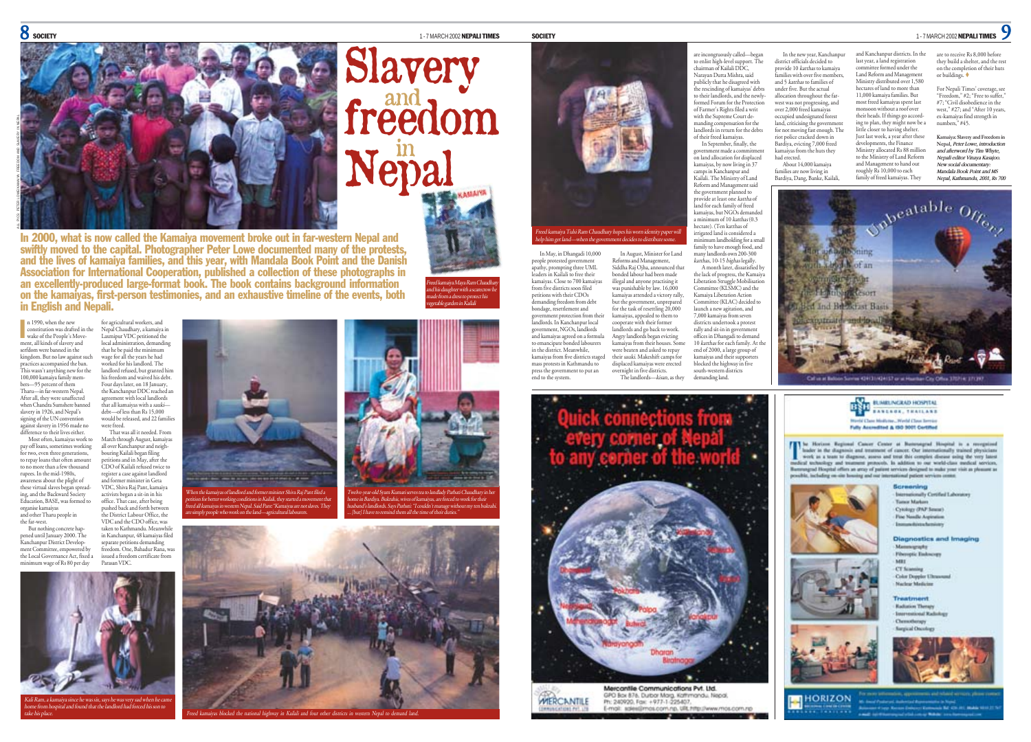# Slavery and freedom in Nepal

**In 2000, what is now called the Kamaiya movement broke out in far-western Nepal and swiftly moved to the capital. Photographer Peter Lowe documented many of the protests, and the lives of kamaiya families, and this year, with Mandala Book Point and the Danish Association for International Cooperation, published a collection of these photographs in an excellently-produced large-format book. The book contains background information on the kamaiyas, first-person testimonies, and an exhaustive timeline of the events, both in English and Nepali.**

ALL PICS: PETER LOWE/KAMAIYA: FREEDOM AND SLAVERY IN NEPAL

*Freed kamaiya Maya Ram Chaudhary and his daughter with a scarecrow he made from a dress to protect his vegetable garden in Kailali*

In 1990, when the new constitution was drafted in the wake of the People's Movement, all kinds of slavery and serfdom were banned in the kingdom. But no law against such practices accompanied the ban. This wasn't anything new for the 100,000 kamaiya family members—95 percent of them Tharu—in far-western Nepal. After all, they were unaffected when Chandra Sumshere banned slavery in 1926, and Nepal's signing of the UN convention against slavery in 1956 made no difference to their lives either.

Most often, kamaiyas work to pay off loans, sometimes working for two, even three generations, to repay loans that often amount to no more than a few thousand rupees. In the mid-1980s, awareness about the plight of these virtual slaves began spreading, and the Backward Society Education, BASE, was formed to organise kamaiyas and other Tharu people in the far-west.

But nothing concrete happened until January 2000. The Kanchanpur District Development Committee, empowered by the Local Governance Act, fixed a minimum wage of Rs 80 per day for agricultural workers, and Nepal Chaudhary, a kamaiya in Laxmipur VDC petitioned the local administration, demanding that he be paid the minimum wage for all the years he had worked for his landlord. The landlord refused, but granted him his freedom and waived his debt. Four days later, on 18 January, the Kanchanpur DDC reached an agreement with local landlords that all kamaiyas with a *saukı*—debt—of less than Rs 15,000 would be released, and 22 families were freed.

That was all it needed. From March through August, kamaiyas all over Kanchanpur and neighbouring Kailali began filing petitions and in May, after the CDO of Kailali refused twice to register a case against landlord and former minister in Geta VDC, Shiva Raj Pant, kamaiya activists began a sit-in in his office. That case, after being pushed back and forth between the District Labour Office, the VDC and the CDO office, was taken to Kathmandu. Meanwhile in Kanchanpur, 48 kamaiyas filed separate petitions demanding freedom. One, Bahadur Rana, was issued a freedom certificate from Parasan VDC.

*When the kamaiyas of landlord and former minister Shiva Raj Pant filed a petition for better working conditions in Kailali, they started a movement that freed all kamaiyas in western Nepal. Said Pant: "Kamaiyas are not slaves. They are simply people who work on the land—agricultural labourers.*

*Twelve-year-old Syam Kumari serves tea to landlady Pathani Chaudhary in her home in Bardiya. Bukrahis, wives of kamaiyas, are forced to work for their husband's landlords. Says Pathani: "I couldn't manage without my ten bukrahis. ... [but] I have to remind them all the time of their duties."*

*Kali Ram, a kamaiya since he was six, says he was very sad when he came home from hospital and found that the landlord had forced his son to take his place.*

*Freed kamaiyas blocked the national highway in Kailali and four other districts in western Nepal to demand land.*

*Freed kamaiya Tulsi Ram Chaudhary hopes his worn identity paper will help him get land—when the government decides to distribute some.*

In May, in Dhangadi 10,000 people protested government apathy, prompting three UML leaders in Kailali to free their kamaiyas. Close to 700 kamaiyas from five districts soon filed petitions with their CDOs demanding freedom from debt bondage, resettlement and government protection from their landlords. In Kanchanpur local government, NGOs, landlords and kamaiyas agreed on a formula to emancipate bonded labourers in the district. Meanwhile, kamaiyas from five districts staged mass protests in Kathmandu to press the government to put an end to the system.

In August, Minister for Land Reforms and Management, Siddha Raj Ojha, announced that bonded labour had been made illegal and anyone practising it was punishable by law. 16,000 kamaiyas attended a victory rally, but the government, unprepared for the task of resettling 20,000 kamaiyas, appealed to them to cooperate with their former landlords and go back to work. Angry landlords began evicting kamaiyas from their houses. Some were beaten and asked to repay their *saukı*. Makeshift camps for displaced kamaiyas were erected overnight in five districts.

The landlords—*kisan*, as they are incongruously called—began to enlist high-level support. The chairman of Kailali DDC, Narayan Dutta Mishra, said publicly that he disagreed with the rescinding of kamaiyas' debts to their landlords, and the newly-formed Forum for the Protection of Farmer's Rights filed a writ with the Supreme Court demanding compensation for the landlords in return for the debts of their freed kamaiyas.

In September, finally, the government made a commitment on land allocation for displaced kamaiyas, by now living in 37 camps in Kanchanpur and Kailali. The Ministry of Land Reform and Management said the government planned to provide at least one *kattha* of land for each family of freed kamaiyas, but NGOs demanded a minimum of 10 *katthas* (0.3 hectare). (Ten katthas of irrigated land is considered a minimum landholding for a small family to have enough food, and many landlords own 200-300 *katthas*, 10-15 *bighas* legally.

A month later, dissatisfied by the lack of progress, the Kamaiya Liberation Struggle Mobilisation Committee (KLSMC) and the Kamaiya Liberation Action Committee (KLAC) decided to launch a new agitation, and 7,000 kamaiyas from seven districts undertook a protest rally and sit-in in government offices in Dhangadi to demand 10 *katthas* for each family. At the end of 2000, a large group of kamaiyas and their supporters blocked the highway in five south-western districts demanding land.

In the new year, Kanchanpur district officials decided to provide 10 *katthas* to kamaiya families with over five members, and 5 *katthas* to families of under five. But the actual allocation throughout the far-west was not progressing, and over 2,000 freed kamaiyas occupied undesignated forest land, criticising the government for not moving fast enough. The riot police cracked down in Bardiya, evicting 7,000 freed kamaiyas from the huts they had erected.

About 14,000 kamaiya families are now living in Bardiya, Dang, Banke, Kailali, and Kanchanpur districts. In the last year, a land registration committee formed under the Land Reform and Management Ministry distributed over 1,580 hectares of land to more than 11,000 kamaiya families. But most freed kamaiyas spent last monsoon without a roof over their heads. If things go according to plan, they might now be a little closer to having shelter. Just last week, a year after these developments, the Finance Ministry allocated Rs 88 million to the Ministry of Land Reform and Management to hand out roughly Rs 10,000 to each family of freed kamaiyas. They are to receive Rs 8,000 before they build a shelter, and the rest on the completion of their huts or buildings. ♦

For Nepali Times' coverage, see "Freedom," #2; "Free to suffer," #7; "Civil disobedience in the west," #27; and "After 10 years, ex-kamaiyas find strength in numbers," #45.

***Kamaiya: Slavery and Freedom in Nepal**, Peter Lowe, introduction and afterword by Tim Whyte, Nepali editor Vinaya Kasajoo. New social documentary: Mandala Book Point and MS Nepal, Kathmandu, 2001, Rs 700*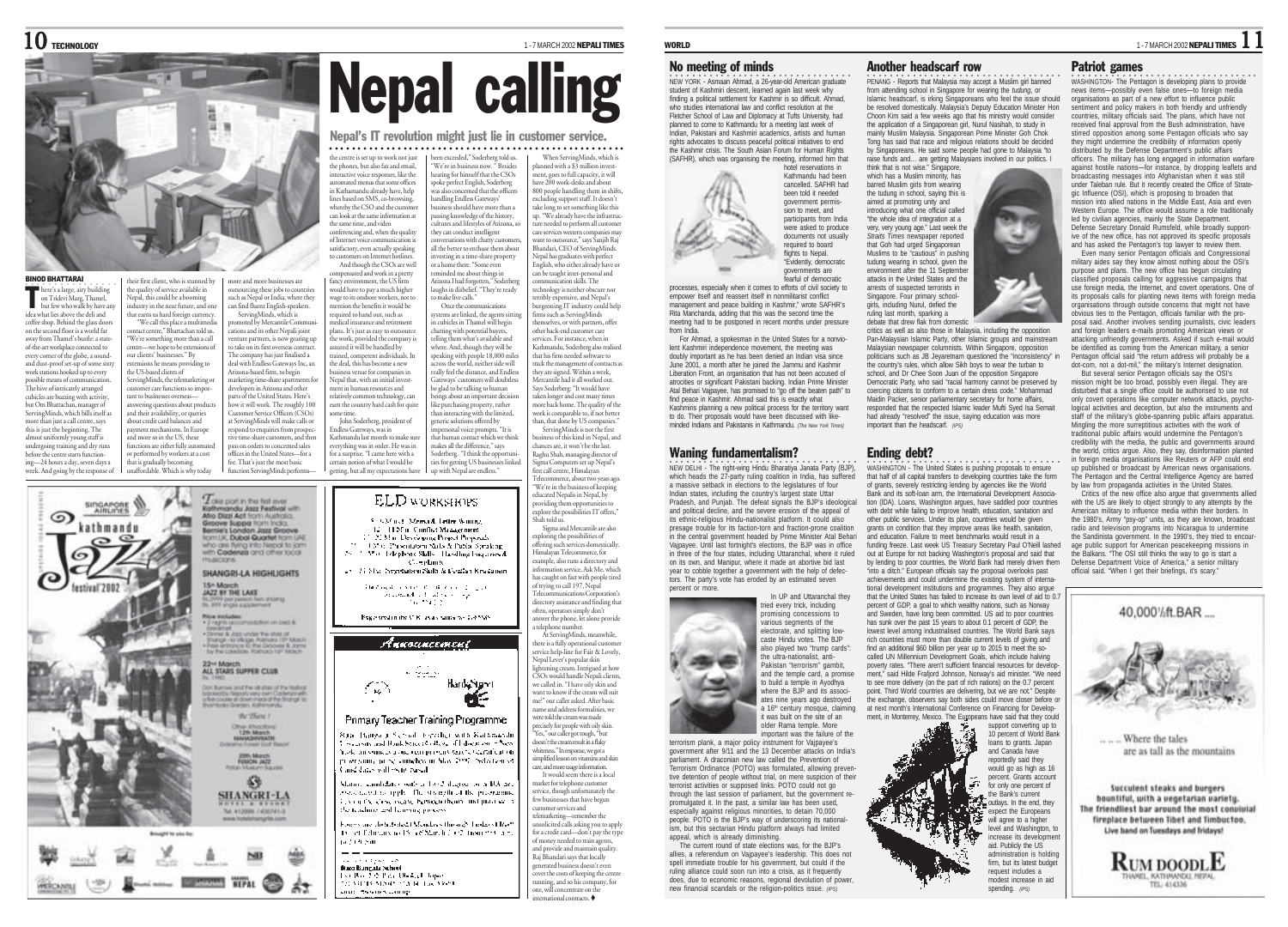# Nepal calling

## Nepal's IT revolution might just lie in customer service.

**BINOD BHATTARAI**

There's a large, airy building on Tridevi Marg, Thamel, but few who walk by have any idea what lies above the deli and coffee shop. Behind the glass doors on the second floor is a world far away from Thamel's bustle: a state-of-the-art workplace connected to every corner of the globe, a sound- and dust-proof set-up of some sixty work stations hooked up to every possible means of communication. The hive of intricately arranged cubicles are buzzing with activity, but Om Bhattachan, manager of ServingMinds, which bills itself as more than just a call centre, says this is just the beginning. The almost uniformly young staff is undergoing training and dry runs before the centre starts functioning—24 hours a day, seven days a week. And going by the response of their first client, who is stunned by the quality of service available in Nepal, this could be a booming industry in the near future, and one that earns us hard foreign currency.

"We call this place a multimedia contact centre," Bhattachan told us. "We're something more than a call centre—we hope to be extensions of our clients' businesses." By extensions he means providing to the US-based clients of ServingMinds, the telemarketing or customer care functions so important to businesses overseas—answering questions about products and their availability, or queries about credit card balances and payment mechanisms. In Europe and more so in the US, these functions are either fully automated or performed by workers at a cost that is gradually becoming unaffordable. Which is why today more and more businesses are outsourcing these jobs to countries such as Nepal or India, where they can find fluent English-speakers.

ServingMinds, which is promoted by Mercantile Communications and its other Nepali joint venture partners, is now gearing up to take on its first overseas contract. The company has just finalised a deal with Endless Gateways Inc, an Arizona-based firm, to begin marketing time-share apartments for developers in Arizona and other parts of the United States. Here's how it will work. The roughly 100 Customer Service Officers (CSOs) at ServingMinds will make calls or respond to enquiries from prospective time-share customers, and then pass on orders to concerned sales offices in the United States—for a fee. That's just the most basic function ServingMinds performs—the centre is set up to work not just the phones, but also fax and email, interactive voice responses, like the automated menus that some offices in Kathmandu already have, help lines based on SMS, co-browsing, whereby the CSO and the customer can look at the same information at the same time, and video conferencing and, when the quality of Internet voice communication is satisfactory, even actually speaking to customers on Internet hotlines.

And though the CSOs are well compensated and work in a pretty fancy environment, the US firm would have to pay a much higher wage to its onshore workers, not to mention the benefits it would be required to hand out, such as medical insurance and retirement plans. It's just as easy to outsource the work, provided the company is assured it will be handled by trained, competent individuals. In the deal, this has become a new business venue for companies in Nepal that, with an initial investment in human resources and relatively common technology, can earn the country hard cash for quite some time.

John Soderberg, president of Endless Gateways, was in Kathmandu last month to make sure everything was in order. He was in for a surprise. "I came here with a certain notion of what I would be getting, but all my expectations have been exceeded," Soderberg told us. "We're in business now." Besides hearing for himself that the CSOs spoke perfect English, Soderberg was also concerned that the officers handling Endless Gateways' business should have more than a passing knowledge of the history, cultures and lifestyles of Arizona, so they can conduct intelligent conversations with chatty customers, all the better to enthuse them about investing in a time-share property or a home there. "Some even reminded me about things in Arizona I had forgotten," Soderberg laughs in disbelief. "They're ready to make live calls."

Once the communications systems are linked, the agents sitting in cubicles in Thamel will begin chatting with potential buyers, telling them what's available and where. And, though they will be speaking with people 18,000 miles across the world, neither side will really feel the distance, and Endless Gateways' customers will doubtless be glad to be talking to human beings about an important decision like purchasing property, rather than interacting with the limited, generic solutions offered by impersonal voice prompts. "It is that human contact which we think makes all the difference," says Soderberg. "I think the opportunities for getting US businesses linked up with Nepal are endless."

When ServingMinds, which is planned with a $3 million investment, goes to full capacity, it will have 200 work-desks and about 800 people handling them in shifts, excluding support staff. It doesn't take long to set something like this up. "We already have the infrastructure needed to perform all customer care services western companies may want to outsource," says Sanjib Raj Bhandari, CEO of ServingMinds. Nepal has graduates with perfect English, who either already have or can be taught inter-personal and communication skills. The technology is neither obscure nor terribly expensive, and Nepal's burgeoning IT industry could help firms such as ServingMinds themselves, or with partners, offer other back-end customer care services. For instance, when in Kathmandu, Soderberg also realised that his firm needed software to track the management of contracts as they are signed. Within a week, Mercantile had it all worked out. Says Soderberg: "It would have taken longer and cost many times more back home. The quality of the work is comparable to, if not better than, that done by US companies."

ServingMinds is not the first business of this kind in Nepal, and chances are, it won't be the last. Raghu Shah, managing director of Sigma Computers set up Nepal's first call centre, Himalayan Telecommerce, about two years ago. "We're in the business of keeping educated Nepalis in Nepal, by providing them opportunities to explore the possibilities IT offers," Shah told us.

Sigma and Mercantile are also exploring the possibilities of offering such services domestically. Himalayan Telecommerce, for example, also runs a directory and information service, Ask Me, which has caught on fast with people tired of trying to call 197, Nepal Telecommunications Corporation's directory assistance and finding that often, operators simply don't answer the phone, let alone provide a telephone number.

At ServingMinds, meanwhile, there is a fully operational customer service help-line for Fair & Lovely, Nepal Lever's popular skin lightening cream. Intrigued at how CSOs would handle Nepali clients, we called in. "I have oily skin and want to know if the cream will suit me?" our caller asked. After basic name and address formalities, we were told the cream was made precisely for people with oily skin. "Yes," our caller got tough, "but doesn't the cream result in a flaky whiteness?" In response, we got a simplified lesson on vitamins and skin care, and more usage information.

It would seem there is a local market for telephone customer service, though unfortunately the few businesses that have begun customer services and telemarketing—remember the unsolicited calls asking you to apply for a credit card—don't pay the type of money needed to train agents, and provide and maintain quality. Raj Bhandari says that locally generated business doesn't even cover the costs of keeping the centre running, and so his company, for one, will concentrate on the international contracts. ♦

## No meeting of minds

NEW YORK - Asmaan Ahmad, a 26-year-old American graduate student of Kashmiri descent, learned again last week why finding a political settlement for Kashmir is so difficult. Ahmad, who studies international law and conflict resolution at the Fletcher School of Law and Diplomacy at Tufts University, had planned to come to Kathmandu for a meeting last week of Indian, Pakistani and Kashmiri academics, artists and human rights advocates to discuss peaceful political initiatives to end the Kashmir crisis. The South Asian Forum for Human Rights (SAFHR), which was organising the meeting, informed him that hotel reservations in Kathmandu had been cancelled. SAFHR had been told it needed government permission to meet, and participants from India were asked to produce documents not usually required to board flights to Nepal. "Evidently, democratic governments are fearful of democratic processes, especially when it comes to efforts of civil society to empower itself and reassert itself in nonmilitarist conflict management and peace building in Kashmir," wrote SAFHR's Rita Manchanda, adding that this was the second time the meeting had to be postponed in recent months under pressure from India.

For Ahmad, a spokesman in the United States for a nonviolent Kashmir independence movement, the meeting was doubly important as he has been denied an Indian visa since June 2001, a month after he joined the Jammu and Kashmir Liberation Front, an organisation that has not been accused of atrocities or significant Pakistani backing. Indian Prime Minister Atal Behari Vajpayee, has promised to "go off the beaten path" to find peace in Kashmir. Ahmad said this is exactly what Kashmiris planning a new political process for the territory want to do. Their proposals would have been discussed with like-minded Indians and Pakistanis in Kathmandu. *(The New York Times)*

## Waning fundamentalism?

NEW DELHI - The right-wing Hindu Bharatiya Janata Party (BJP), which heads the 27-party ruling coalition in India, has suffered a massive setback in elections to the legislatures of four Indian states, including the country's largest state Uttar Pradesh, and Punjab. The defeat signals the BJP's ideological and political decline, and the severe erosion of the appeal of its ethnic-religious Hindu-nationalist platform. It could also presage trouble for its faction-torn and fraction-prone coalition in the central government headed by Prime Minister Atal Behari Vajpayee. Until last fortnight's elections, the BJP was in office in three of the four states, including Uttarachal, where it ruled on its own, and Manipur, where it made an abortive bid last year to cobble together a government with the help of defectors. The party's vote has eroded by an estimated seven percent or more.

In UP and Uttaranchal they tried every trick, including promising concessions to various segments of the electorate, and splitting low-caste Hindu votes. The BJP also played two "trump cards": the ultra-nationalist, anti-Pakistan "terrorism" gambit, and the temple card, a promise to build a temple in Ayodhya where the BJP and its associates nine years ago destroyed a 16th century mosque, claiming it was built on the site of an older Rama temple. More important was the failure of the terrorism plank, a major policy instrument for Vajpayee's government after 9/11 and the 13 December attacks on India's parliament. A draconian new law called the Prevention of Terrorism Ordinance (POTO) was formulated, allowing preventive detention of people without trial, on mere suspicion of their terrorist activities or supposed links. POTO could not go through the last session of parliament, but the government re-promulgated it. In the past, a similar law has been used, especially against religious minorities, to detain 70,000 people. POTO is the BJP's way of underscoring its nationalism, but this sectarian Hindu platform always had limited appeal, which is already diminishing.

The current round of state elections was, for the BJP's allies, a referendum on Vajpayee's leadership. This does not spell immediate trouble for his government, but could if the ruling alliance could soon run into a crisis, as it frequently does, due to economic reasons, regional devolution of power, new financial scandals or the religion-politics issue. *(IPS)*

## Another headscarf row

PENANG - Reports that Malaysia may accept a Muslim girl banned from attending school in Singapore for wearing the *tudung*, or Islamic headscarf, is irking Singaporeans who feel the issue should be resolved domestically. Malaysia's Deputy Education Minister Hon Choon Kim said a few weeks ago that his ministry would consider the application of a Singaporean girl, Nurul Nasihah, to study in mainly Muslim Malaysia. Singaporean Prime Minister Goh Chok Tong has said that race and religious relations should be decided by Singaporeans. He said some people had gone to Malaysia "to raise funds and... are getting Malaysians involved in our politics. I think that is not wise." Singapore, which has a Muslim minority, has barred Muslim girls from wearing the tudung in school, saying this is aimed at promoting unity and introducing what one official called "the whole idea of integration at a very, very young age." Last week the *Straits Times* newspaper reported that Goh had urged Singaporean Muslims to be "cautious" in pushing tudung wearing in school, given the environment after the 11 September attacks in the United States and the arrests of suspected terrorists in Singapore. Four primary schoolgirls, including Nurul, defied the ruling last month, sparking a debate that drew flak from domestic critics as well as also those in Malaysia, including the opposition Pan-Malaysian Islamic Party, other Islamic groups and mainstream Malaysian newspaper columnists. Within Singapore, opposition politicians such as JB Jeyaretnam questioned the "inconsistency" in the country's rules, which allow Sikh boys to wear the turban to school, and Dr Chee Soon Juan of the opposition Singapore Democratic Party, who said "racial harmony cannot be preserved by coercing citizens to conform to a certain dress code." Mohammad Maidin Packer, senior parliamentary secretary for home affairs, responded that the respected Islamic leader Mufti Syed Isa Semait had already "resolved" the issue, saying education was more important than the headscarf. *(IPS)*

## Ending debt?

WASHINGTON - The United States is pushing proposals to ensure that half of all capital transfers to developing countries take the form of grants, severely restricting lending by agencies like the World Bank and its soft-loan arm, the International Development Association (IDA). Loans, Washington argues, have saddled poor countries with debt while failing to improve health, education, sanitation and other public services. Under its plan, countries would be given grants on condition that they improve areas like health, sanitation, and education. Failure to meet benchmarks would result in a funding freeze. Last week US Treasury Secretary Paul O'Neill lashed out at Europe for not backing Washington's proposal and said that by lending to poor countries, the World Bank had merely driven them "into a ditch." European officials say the proposal overlooks past achievements and could undermine the existing system of international development institutions and programmes. They also argue that the United States has failed to increase its own level of aid to 0.7 percent of GDP, a goal to which wealthy nations, such as Norway and Sweden, have long been committed. US aid to poor countries has sunk over the past 15 years to about 0.1 percent of GDP, the lowest level among industrialised countries. The World Bank says rich countries must more than double current levels of giving and find an additional $60 billion per year up to 2015 to meet the so-called UN Millennium Development Goals, which include halving poverty rates. "There aren't sufficient financial resources for development," said Hilde Frafjord Johnson, Norway's aid minister. "We need to see more delivery (on the part of rich nations) on the 0.7 percent point. Third World countries are delivering, but we are not." Despite the exchange, observers say both sides could move closer before or at next month's International Conference on Financing for Development, in Monterey, Mexico. The Europeans have said that they could support converting up to 10 percent of World Bank loans to grants. Japan and Canada have reportedly said they would go as high as 16 percent. Grants account for only one percent of the Bank's current outlays. In the end, they expect the Europeans will agree to a higher level and Washington, to increase its development aid. Publicly the US administration is holding firm, but its latest budget request includes a modest increase in aid spending. *(IPS)*

## Patriot games

WASHINGTON - The Pentagon is developing plans to provide news items—possibly even false ones—to foreign media organisations as part of a new effort to influence public sentiment and policy makers in both friendly and unfriendly countries, military officials said. The plans, which have not received final approval from the Bush administration, have stirred opposition among some Pentagon officials who say they might undermine the credibility of information openly distributed by the Defense Department's public affairs officers. The military has long engaged in information warfare against hostile nations—for instance, by dropping leaflets and broadcasting messages into Afghanistan when it was still under Taleban rule. But it recently created the Office of Strategic Influence (OSI), which is proposing to broaden that mission into allied nations in the Middle East, Asia and even Western Europe. The office would assume a role traditionally led by civilian agencies, mainly the State Department. Defense Secretary Donald Rumsfeld, while broadly supportive of the new office, has not approved its specific proposals and has asked the Pentagon's top lawyer to review them.

Even many senior Pentagon officials and Congressional military aides say they know almost nothing about the OSI's purpose and plans. The new office has begun circulating classified proposals calling for aggressive campaigns that use foreign media, the Internet, and covert operations. One of its proposals calls for planting news items with foreign media organisations through outside concerns that might not have obvious ties to the Pentagon, officials familiar with the proposal said. Another involves sending journalists, civic leaders and foreign leaders e-mails promoting American views or attacking unfriendly governments. Asked if such e-mail would be identified as coming from the American military, a senior Pentagon official said "the return address will probably be a dot-com, not a dot-mil," the military's Internet designation.

But several senior Pentagon officials say the OSI's mission might be too broad, possibly even illegal. They are disturbed that a single office could be authorised to use not only covert operations like computer network attacks, psychological activities and deception, but also the instruments and staff of the military's globe-spanning public affairs apparatus. Mingling the more surreptitious activities with the work of traditional public affairs would undermine the Pentagon's credibility with the media, the public and governments around the world, critics argue. Also, they say, disinformation planted in foreign media organisations like Reuters or AFP could end up published or broadcast by American news organisations. The Pentagon and the Central Intelligence Agency are barred by law from propaganda activities in the United States.

Critics of the new office also argue that governments allied with the US are likely to object strongly to any attempts by the American military to influence media within their borders. In the 1980's, Army "psy-op" units, as they are known, broadcast radio and television programs into Nicaragua to undermine the Sandinista government. In the 1990's, they tried to encourage public support for American peacekeeping missions in the Balkans. "The OSI still thinks the way to go is start a Defense Department Voice of America," a senior military official said. "When I get their briefings, it's scary."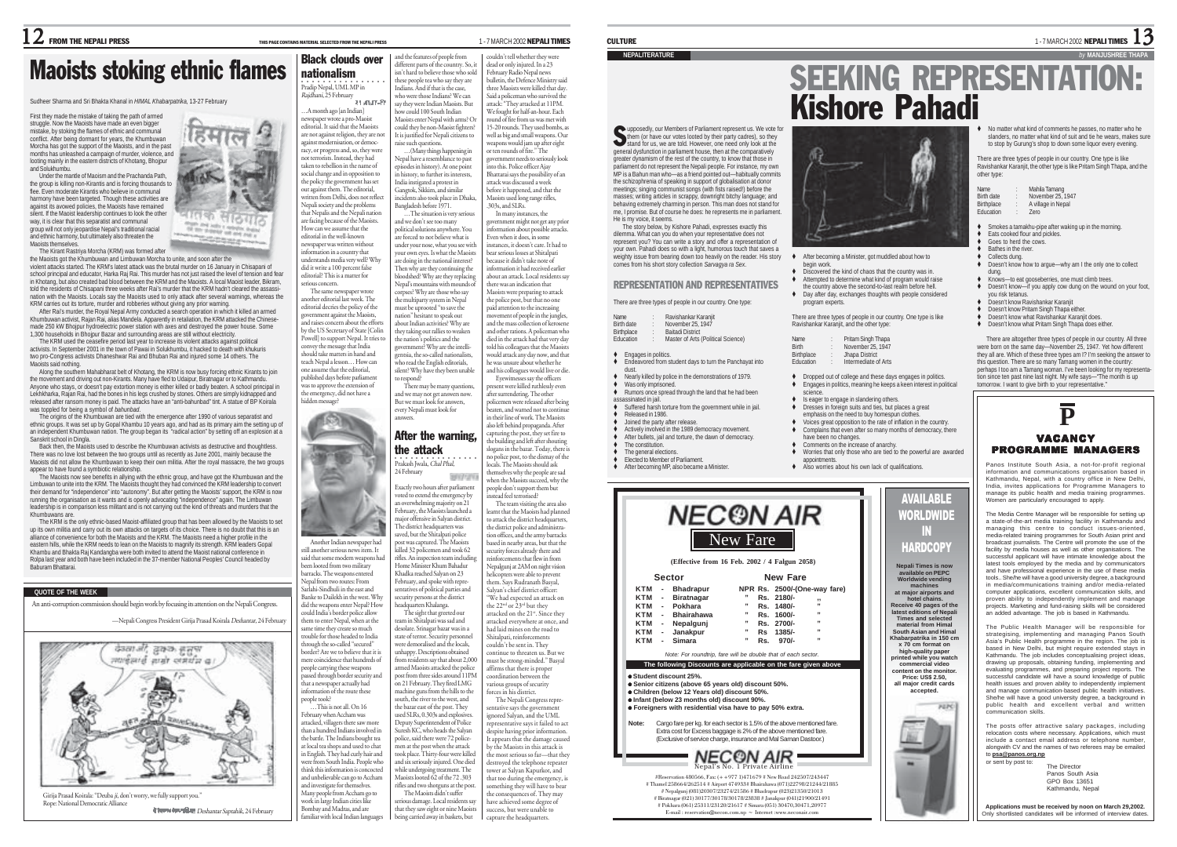# Maoists stoking ethnic flames

Sudheer Sharma and Sri Bhakta Khanal in *HIMAL Khabarpatrika*, 13-27 February

First they made the mistake of taking the path of armed struggle. Now the Maoists have made an even bigger mistake, by stoking the flames of ethnic and communal conflict. After being dormant for years, the Khumbuwan Morcha has got the support of the Maoists, and in the past months has unleashed a campaign of murder, violence, and looting mainly in the eastern districts of Khotang, Bhojpur and Solukhumbu.

Under the mantle of Maoism and the Prachanda Path, the group is killing non-Kirantis and is forcing thousands to flee. Even moderate Kirantis who believe in communal harmony have been targeted. Though these activities are against its avowed policies, the Maoists have remained silent. If the Maoist leadership continues to look the other way, it is clear that this separatist and communal group will not only jeopardise Nepal's traditional racial and ethnic harmony, but ultimately also threaten the Maoists themselves.

The Kirant Rastriya Morcha (KRM) was formed after the Maoists got the Khumbuwan and Limbuwan Morcha to unite, and soon after the violent attacks started. The KRM's latest attack was the brutal murder on 16 January in Chisapani of school principal and educator, Harka Raj Rai. This murder has not just raised the level of tension and fear in Khotang, but also created bad blood between the KRM and the Maoists. A local Maoist leader, Bikram, told the residents of Chisapani three weeks after Rai's murder that the KRM hadn't cleared the assassination with the Maoists. Locals say the Maoists used to only attack after several warnings, whereas the KRM carries out its torture, murder and robberies without giving any prior warning.

After Rai's murder, the Royal Nepal Army conducted a search operation in which it killed an armed Khumbuwan activist, Rajan Rai, alias Mandela. Apparently in retaliation, the KRM attacked the Chinese-made 250 kW Bhojpur hydroelectric power station with axes and destroyed the power house. Some 1,300 households in Bhojpur Bazar and surrounding areas are still without electricity.

The KRM used the ceasefire period last year to increase its violent attacks against political activists. In September 2001 in the town of Pawai in Solukhumbu, it hacked to death with khukuris two pro-Congress activists Dhaneshwar Rai and Bhuban Rai and injured some 14 others. The Maoists said nothing.

Along the southern Mahabharat belt of Khotang, the KRM is now busy forcing ethnic Kirants to join the movement and driving out non-Kirants. Many have fled to Udaipur, Biratnagar or to Kathmandu. Anyone who stays, or doesn't pay extortion money is either killed or badly beaten. A school principal in Lekhkharka, Rajan Rai, had the bones in his legs crushed by stones. Others are simply kidnapped and released after ransom money is paid. The attacks have an "anti-bahunbad" tint. A statue of BP Koirala was toppled for being a symbol of *bahunbad*.

The origins of the Khumbuwan are tied with the emergence after 1990 of various separatist and ethnic groups. It was set up by Gopal Khambu 10 years ago, and had as its primary aim the setting up of an independent Khumbuwan nation. The group began its "radical action" by setting off an explosion at a Sanskrit school in Dingla.

Back then, the Maoists used to describe the Khumbuwan activists as destructive and thoughtless. There was no love lost between the two groups until as recently as June 2001, mainly because the Maoists did not allow the Khumbuwan to keep their own militia. After the royal massacre, the two groups appear to have found a symbiotic relationship.

The Maoists now see benefits in allying with the ethnic group, and have got the Khumbuwan and the Limbuwan to unite into the KRM. The Maoists thought they had convinced the KRM leadership to convert their demand for "independence" into "autonomy". But after getting the Maoists' support, the KRM is now running the organisation as it wants and is openly advocating "independence" again. The Limbuwan leadership is in comparison less militant and is not carrying out the kind of threats and murders that the Khumbuwans are.

The KRM is the only ethnic-based Maoist-affiliated group that has been allowed by the Maoists to set up its own militia and carry out its own attacks on targets of its choice. There is no doubt that this is an alliance of convenience for both the Maoists and the KRM. The Maoists need a higher profile in the eastern hills, while the KRM needs to lean on the Maoists to magnify its strength. KRM leaders Gopal Khambu and Bhakta Raj Kandangba were both invited to attend the Maoist national conference in Rolpa last year and both have been included in the 37-member National Peoples' Council headed by Baburam Bhattarai.

## Black clouds over nationalism

Pradip Nepal, UML MP in *Rajdhani*, 25 February

२१ अद्वैत-र्वेल

...A month ago [an Indian] newspaper wrote a pro-Maoist editorial. It said that the Maoists are not against religion, they are not against modernisation, or democracy, or progress and, so, they were not terrorists. Instead, they had taken to rebellion in the name of social change and in opposition to the policy the government has set out against them. The editorial, written from Delhi, does not reflect Nepali society and the problems that Nepalis and the Nepali nation are facing because of the Maoists. How can we assume that the editorial in the well-known newspaper was written without information in a country that understands media very well? Why did it write a 100 percent false editorial? This is a matter for serious concern.

The same newspaper wrote another editorial last week. The editorial decries the policy of the government against the Maoists, and raises concern about the efforts by the US Secretary of State [Colin Powell] to support Nepal. It tries to convey the message that India should take matters in hand and teach Nepal a lesson... How can one assume that the editorial, published days before parliament was to approve the extension of the emergency, did not have a hidden message?

Another Indian newspaper had still another serious news item. It said that some modern weapons had been looted from two military barracks. The weapons entered Nepal from two routes: From Sarlahi-Sindhuli in the east and Banke to Dailekh in the west. Why did the weapons enter Nepal? How could India's border police allow them to enter Nepal, when at the same time they create so much trouble for those headed to India through the so-called "secured" border? Are we to believe that it is mere coincidence that hundreds of people carrying these weapons passed through border security and that a newspaper actually had information of the route these people took?

...This is not all. On 16 February when Accham was attacked, villagers there saw more than a hundred Indians involved in the battle. The Indians bought tea at local tea shops and used to chat in English. They had curly hair and were from South India. People who think this information is concocted and unbelievable can go to Accham and investigate for themselves. Many people from Accham go to work in large Indian cities like Bombay and Madras, and are familiar with local Indian languages and the features of people from different parts of the country. So, it isn't hard to believe those who sold these people tea who say they are Indians. And if that is the case, who were those Indians? We can say they were Indian Maoists. But how could 100 South Indian Maoists enter Nepal with arms? Or could they be non-Maoist fighters? It is justified for Nepali citizens to raise such questions.

...(Many things happening in Nepal have a resemblance to past episodes in history). At one point in history, to further its interests, India instigated a protest in Gangtok, Sikkim, and similar incidents also took place in Dhaka, Bangladesh before 1971.

...The situation is very serious and we don't see too many political solutions anywhere. You are forced to not believe what is under your nose, what you see with your own eyes. Is what the Maoists are doing in the national interest? Then why are they continuing the bloodshed? Why are they replacing Nepal's mountains with mounds of corpses? Why are those who say the multiparty system in Nepal must be uprooted "to save the nation" hesitant to speak out about Indian activities? Why are they taking out rallies to weaken the nation's politics and the government? Why are the intelligentsia, the so-called nationalists, who read the English editorials, silent? Why have they been unable to respond?

There may be many questions, and we may not get answers now. But we must look for answers, every Nepali must look for answers.

## After the warning, the attack

Prakash Jwala, *Chal Phal*, 24 February

Exactly two hours after parliament voted to extend the emergency by an overwhelming majority on 21 February, the Maoists launched a major offensive in Salyan district. The district headquarters was saved, but the Shitalpati police post was captured. The Maoists killed 32 policemen and took 62 rifles. An inspection team including Home Minister Khum Bahadur Khadka reached Salyan on 23 February, and spoke with representatives of political parties and security persons at the district headquarters Khalanga.

The sight that greeted our team in Shitalpati was sad and desolate. Srinagar bazar was in a state of terror. Security personnel were demoralised and the locals, unhappy. Descriptions obtained from residents say that about 2,000 armed Maoists attacked the police post from three sides around 11PM on 21 February. They fired LMG machine guns from the hills to the south, the river to the west, and the bazar east of the post. They used SLRs, 0.303s and explosives. Deputy Superintendent of Police Suresh KC, who heads the Salyan police, said there were 72 policemen at the post when the attack took place. Thirty-four were killed and six seriously injured. One died while undergoing treatment. The Maoists looted 62 of the 72 .303 rifles and two shotguns at the post.

The Maoists didn't suffer serious damage. Local residents say that they saw eight or nine Maoists being carried away in baskets, but couldn't tell whether they were dead or only injured. In a 23 February Radio Nepal news bulletin, the Defence Ministry said three Maoists were killed that day. Said a policeman who survived the attack: "They attacked at 11PM. We fought for half-an-hour. Each round of fire from us was met with 15-20 rounds. They used bombs, as well as big and small weapons. Our weapons would jam up after eight or ten rounds of fire." The government needs to seriously look into this. Police officer Ajay Bhattarai says the possibility of an attack was discussed a week before it happened, and that the Maoists used long range rifles, .303s, and SLRs.

In many instances, the government might not get any prior information about possible attacks. Even when it does, in some instances, it doesn't care. It had to bear serious losses at Shitalpati because it didn't take note of information it had received earlier about an attack. Local residents say there was an indication that Maoists were preparing to attack the police post, but that no one paid attention to the increasing movement of people in the jungles, and the mass collection of kerosene and other rations. A policeman who died in the attack had that very day told his colleagues that the Maoists would attack any day now, and that he was unsure about whether he and his colleagues would live or die.

Eyewitnesses say the officers present were killed ruthlessly even after surrendering. The other policemen were released after being beaten, and warned not to continue in their line of work. The Maoists also left behind propaganda. After capturing the post, they set fire to the building and left after shouting slogans in the bazar. Today, there is no police post, to the dismay of the locals. The Maoists should ask themselves why the people are sad when the Maoists succeed, why the people don't support them but instead feel terrorised?

The team visiting the area also learnt that the Maoists had planned to attack the district headquarters, the district police and administration offices, and the army barracks based in nearby areas, but that the security forces already there and reinforcements that flew in from Nepalgunj at 2AM on night vision helicopters were able to prevent them. Says Rudranath Basyal, Salyan's chief district officer: "We had expected an attack on the 22[nd] or 23[rd] but they attacked on the 21[st]. Since they attacked everywhere at once, and had laid mines on the road to Shitalpati, reinforcements couldn't be sent in. They continue to threaten us. But we must be strong-minded." Basyal affirms that there is proper coordination between the various groups of security forces in his district.

The Nepali Congress representative says the government ignored Salyan, and the UML representative says it failed to act despite having prior information. It appears that the damage caused by the Maoists in this attack is the most serious so far—that they destroyed the telephone repeater tower at Salyan Kapurkot, and that too during the emergency, is something they will have to bear the consequences of. They may have achieved some degree of success, but were unable to capture the headquarters.

### QUOTE OF THE WEEK

An anti-corruption commission should begin work by focusing its attention on the Nepali Congress.

—Nepali Congress President Girija Prasad Koirala *Deshantar*, 24 February

Girija Prasad Koirala: "Deuba ji, don't worry, we fully support you."
Rope: National Democratic Alliance

*Deshantar Saptahik*, 24 February

---

NEPALITERATURE

by MANJUSHREE THAPA

# SEEKING REPRESENTATION: Kishore Pahadi

Supposedly, our Members of Parliament represent us. We vote for them (or have our votes looted by their party cadres), so they stand for us, we are told. However, one need only look at the general dysfunction in parliament house, then at the comparatively greater dynamism of the rest of the country, to know that those in parliament do not represent the Nepali people. For instance, my own MP is a Bahun man who—as a friend pointed out—habitually commits the schizophrenia of speaking in support of globalisation at donor meetings; singing communist songs (with fists raised!) before the masses; writing articles in scrappy, downright bitchy language; and behaving extremely charming in person. This man does not stand for me, I promise. But of course he does: he represents me in parliament. He is my voice, it seems.

The story below, by Kishore Pahadi, expresses exactly this dilemma. What can you do when your representative does not represent you? You can write a story and offer a representation of your own. Pahadi does so with a light, humorous touch that saves a weighty issue from bearing down too heavily on the reader. His story comes from his short story collection *Sarvagya ra Sex*.

## REPRESENTATION AND REPRESENTATIVES

There are three types of people in our country. One type:

| | | |
|---|---|---|
| Name | : | Ravishankar Karanjit |
| Birth date | : | November 25, 1947 |
| Birthplace | : | Baitadi District |
| Education | : | Master of Arts (Political Science) |

- Engages in politics.
- Endeavored from student days to turn the Panchayat into dust.
- Nearly killed by police in the demonstrations of 1979.
- Was only imprisoned.
- Rumors once spread through the land that he had been assassinated in jail.
- Suffered harsh torture from the government while in jail.
- Released in 1986.
- Joined the party after release.
- Actively involved in the 1989 democracy movement.
- After bullets, jail and torture, the dawn of democracy.
- The constitution.
- The general elections.
- Elected to Member of Parliament.
- After becoming MP, also became a Minister.
- After becoming a Minister, got muddled about how to begin work.
- Discovered the kind of chaos that the country was in.
- Attempted to determine what kind of program would raise the country above the second-to-last realm before hell.
- Day after day, exchanges thoughts with people considered program experts.

There are three types of people in our country. One type is like Ravishankar Karanjit, and the other type:

| | | |
|---|---|---|
| Name | : | Pritam Singh Thapa |
| Birth | : | November 25, 1947 |
| Birthplace | : | Jhapa District |
| Education | : | Intermediate of Arts |

- Dropped out of college and these days engages in politics.
- Engages in politics, meaning he keeps a keen interest in political science.
- Is eager to engage in slandering others.
- Dresses in foreign suits and ties, but places a great emphasis on the need to buy homespun clothes.
- Voices great opposition to the rate of inflation in the country.
- Complains that even after so many months of democracy, there have been no changes.
- Comments on the increase of anarchy.
- Worries that only those who are tied to the powerful are awarded appointments.
- Also worries about his own lack of qualifications.
- No matter what kind of comments he passes, no matter who he slanders, no matter what kind of suit and tie he wears, makes sure to stop by Gurung's shop to down some liquor every evening.

There are three types of people in our country. One type is like Ravishankar Karanjit, the other type is like Pritam Singh Thapa, and the other type:

| | | |
|---|---|---|
| Name | : | Mahila Tamang |
| Birth date | : | November 25, 1947 |
| Birthplace | : | A village in Nepal |
| Education | : | Zero |

- Smokes a tamakhu-pipe after waking up in the morning.
- Eats cooked flour and pickles.
- Goes to herd the cows.
- Bathes in the river.
- Collects dung.
- Doesn't know how to argue—why am I the only one to collect dung.
- Knows—to eat gooseberries, one must climb trees.
- Doesn't know—if you apply cow dung on the wound on your foot, you risk tetanus.
- Doesn't know Ravishankar Karanjit
- Doesn't know Pritam Singh Thapa either.
- Doesn't know what Ravishankar Karanjit does.
- Doesn't know what Pritam Singh Thapa does either.

There are altogether three types of people in our country. All three were born on the same day—November 25, 1947. Yet how different they all are. Which of these three types am I? I'm seeking the answer to this question. There are so many Tamang women in the country; perhaps I too am a Tamang woman. I've been looking for my representation since ten past nine last night. My wife says—"The month is up tomorrow. I want to give birth to your representative."

---

# NECON AIR
## New Fare

**(Effective from 16 Feb. 2002 / 4 Falgun 2058)**

| Sector | | | New Fare | | |
|---|---|---|---|---|---|
| KTM | - | Bhadrapur | NPR | Rs. 2500/-(One-way fare) | |
| KTM | - | Biratnagar | " | Rs. 2180/- | " |
| KTM | - | Pokhara | " | Rs. 1480/- | " |
| KTM | - | Bhairahawa | " | Rs. 1600/- | " |
| KTM | - | Nepalgunj | " | Rs. 2700/- | " |
| KTM | - | Janakpur | " | Rs. 1385/- | " |
| KTM | - | Simara | " | Rs. 970/- | " |

*Note: For roundtrip, fare will be double that of each sector.*

**The following Discounts are applicable on the fare given above**

- **Student discount 25%.**
- **Senior citizens (above 65 years old) discount 50%.**
- **Children (below 12 Years old) discount 50%.**
- **Infant (below 23 months old) discount 90%.**
- **Foreigners with residential visa have to pay 50% extra.**

**Note:** Cargo fare per kg. for each sector is 1.5% of the above mentioned fare. Extra cost for Excess baggage is 2% of the above mentioned fare. (Exclusive of service charge, insurance and Mal Saman Dastoor.)

NECON AIR — Nepal's No. 1 Private Airline

#Reservation 480566, Fax: (+ +977 1)471679 # New Road 242507/243447
# Thamel 258664/262514 # Airport 474939 # Bhairahawa (071)22798/21244/21885
# Nepalgunj (081)20307/23274/21586 # Bhadrapur (023)21350/21013
# Biratnagar (021)30177/30178/30348/23838 # Janakpur (041)21900/21491
# Pokhara (061)25311/23120/21617 # Simara (051) 30470,30471,20977
E-mail : reservation@necon.com.np ~ Internet :www.neconair.com

---

# AVAILABLE WORLDWIDE IN HARDCOPY

**Nepali Times is now available on PEPC Worldwide vending machines at major airports and hotel chains. Receive 40 pages of the latest editions of Nepali Times and selected material from Himal South Asian and Himal Khabarpatrika in 150 cm x 70 cm format on high-quality paper printed while you watch commercial video content on the monitor. Price: US$ 2.50, all major credit cards accepted.**

---

# VACANCY
## PROGRAMME MANAGERS

Panos Institute South Asia, a not-for-profit regional information and communications organisation based in Kathmandu, Nepal, with a country office in New Delhi, India, invites applications for Programme Managers to manage its public health and media training programmes. Women are particularly encouraged to apply.

The Media Centre Manager will be responsible for setting up a state-of-the-art media training facility in Kathmandu and managing this centre to conduct issues-oriented, media-related training programmes for South Asian print and broadcast journalists. The Centre will promote the use of the facility by media houses as well as other organisations. The successful applicant will have intimate knowledge about the latest tools employed by the media and by communicators and have professional experience in the use of these media tools.. She/he will have a good university degree, a background in media/communications training and/or media-related computer applications, excellent communication skills, and proven ability to independently implement and manage projects. Marketing and fund-raising skills will be considered an added advantage. The job is based in Kathmandu.

The Public Health Manager will be responsible for strategising, implementing and managing Panos South Asia's Public Health programme in the region. The job is based in New Delhi, but might require extended stays in Kathmandu. The job includes conceptualising project ideas, drawing up proposals, obtaining funding, implementing and evaluating programmes, and preparing project reports. The successful candidate will have a sound knowledge of public health issues and proven ability to independently implement and manage communication-based public health initiatives. She/he will have a good university degree, a background in public health and excellent verbal and written communication skills.

The posts offer attractive salary packages, including relocation costs where necessary. Applications, which must include a contact email address or telephone number, alongwith CV and the names of two referees may be emailed to **psa@panos.org.np** or sent by post to:

The Director
Panos South Asia
GPO Box 13651
Kathmandu, Nepal

**Applications must be received by noon on March 29,2002.** Only shortlisted candidates will be informed of interview dates.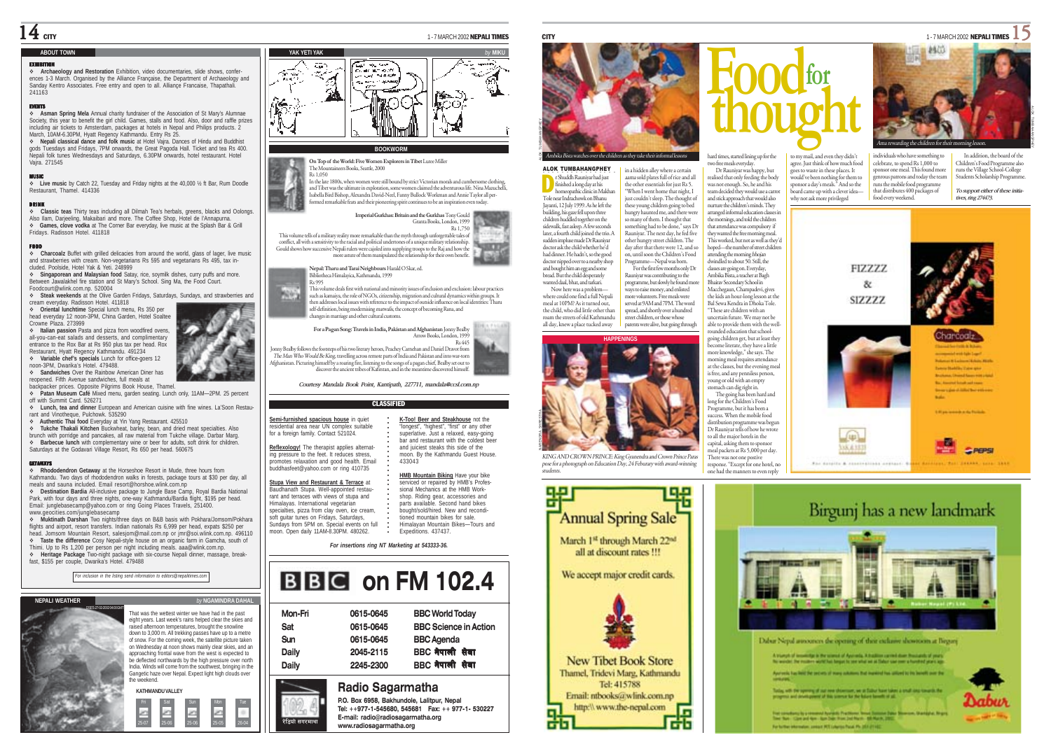## ABOUT TOWN

### EXHIBITION

- **Archaeology and Restoration** Exhibition, video documentaries, slide shows, conferences 1-3 March. Organised by the Alliance Française, the Department of Archaeology and Sanday Kentro Associates. Free entry and open to all. Alliance Francaise, Thapathali. 241163

### EVENTS

- **Asman Spring Mela** Annual charity fundraiser of the Association of St Mary's Alumnae Society, this year to benefit the girl child. Games, stalls and food. Also, door and raffle prizes including air tickets to Amsterdam, packages at hotels in Nepal and Philips products. 2 March, 10AM-6.30PM, Hyatt Regency Kathmandu. Entry Rs 25.
- **Nepali classical dance and folk music** at Hotel Vajra. Dances of Hindu and Buddhist gods Tuesdays and Fridays, 7PM onwards, the Great Pagoda Hall. Ticket and tea Rs 400. Nepali folk tunes Wednesdays and Saturdays, 6.30PM onwards, hotel restaurant. Hotel Vajra. 271545

### MUSIC

- **Live music** by Cadenza 12, Tuesday and Friday nights at the 40,000 ½ ft Bar, Rum Doodle Restaurant, Thamel. 414336

### DRINK

- **Classic teas** Thirty teas including all Dilmah Tea's herbals, greens, blacks and Oolongs. Also Ilam, Darjeeling, Makaibari and more. The Coffee Shop, Hotel de l'Annapurna.
- **Games, clove vodka** at The Corner Bar everyday, live music at the Splash Bar & Grill Fridays. Radisson Hotel. 411818

### FOOD

- **Charcoalz** Buffet with grilled delicacies from around the world, glass of lager, live music and strawberries with cream. Non-vegetarians Rs 595 and vegetarians Rs 495, tax included. Poolside, Hotel Yak & Yeti. 248999
- **Singaporean and Malaysian food** Satay, rice, soymilk dishes, curry puffs and more. Between Jawalakhel fire station and St Mary's School. Sing Ma, the Food Court. Foodcourt@wlink.com.np. 520004
- **Steak weekends** at the Olive Garden Fridays, Saturdays, Sundays, and strawberries and cream everyday. Radisson Hotel. 411818
- **Oriental lunchtime** Special lunch menu, Rs 350 per head everyday 12 noon-3PM, China Garden, Hotel Soaltee Crowne Plaza. 273999
- **Italian passion** Pasta and pizza from woodfired ovens, all-you-can-eat salads and desserts, and complimentary entrance to the Rox Bar at Rs 950 plus tax per head. Rox Restaurant, Hyatt Regency Kathmandu. 491234
- **Variable chef's specials** Lunch for office-goers 12 noon-3PM, Dwarika's Hotel. 479488.
- **Sandwiches** Over the Rainbow American Diner has reopened. Fifth Avenue sandwiches, full meals at backpacker prices. Opposite Pilgrims Book House, Thamel.
- **Patan Museum Café** Mixed menu, garden seating. Lunch only, 11AM—2PM. 25 percent off with Summit Card. 526271
- **Lunch, tea and dinner** European and American cuisine with fine wines. La'Soon Restaurant and Vinotheque, Pulchowk. 535290
- **Authentic Thai food** Everyday at Yin Yang Restaurant. 425510
- **Tukche Thakali Kitchen** Buckwheat, barley, bean, and dried meat specialties. Also brunch with porridge and pancakes, all raw material from Tukche village. Darbar Marg.
- **Barbecue lunch** with complementary wine or beer for adults, soft drink for children. Saturdays at the Godavari Village Resort, Rs 650 per head. 560675

### GETAWAYS

- **Rhododendron Getaway** at the Horseshoe Resort in Mude, three hours from Kathmandu. Two days of rhododendron walks in forests, package tours at $30 per day, all meals and sauna included. Email resort@horshoe.wlink.com.np
- **Destination Bardia** All-inclusive package to Jungle Base Camp, Royal Bardia National Park, with four days and three nights, one-way Kathmandu/Bardia flight, $195 per head. Email: junglebasecamp@yahoo.com or ring Going Places Travels, 251400. www.geocities.com/junglebasecamp
- **Muktinath Darshan** Two nights/three days on B&B basis with Pokhara/Jomsom/Pokhara flights and airport, resort transfers. Indian nationals Rs 6,999 per head, expats $250 per head. Jomsom Mountain Resort, salesjom@mail.com.np or jmr@soi.wlink.com.np. 496110
- **Taste the difference** Cosy Nepali-style house on an organic farm in Gamcha, south of Thimi. Up to Rs 1,200 per person per night including meals. aaa@wlink.com.np.
- **Heritage Package** Two-night package with six-course Nepali dinner, massage, breakfast, $155 per couple, Dwarika's Hotel. 479488

*For inclusion in the listing send information to editors@nepalitimes.com*

## NEPALI WEATHER

*by NGAMINDRA DAHAL*

That was the wettest winter we have had in the past eight years. Last week's rains helped clear the skies and raised afternoon temperatures, brought the snowline down to 3,000 m. All trekking passes have up to a metre of snow. For the coming week, the satellite picture taken on Wednesday at noon shows mainly clear skies, and an approaching frontal wave from the west is expected to be deflected northwards by the high pressure over north India. Winds will come from the southwest, bringing in the Gangetic haze over Nepal. Expect light high clouds over the weekend.

**KATHMANDU VALLEY**

| Fri | Sat | Sun | Mon | Tue |
|---|---|---|---|---|
| 25-07 | 25-08 | 25-06 | 25-05 | 26-04 |

## YAK YETI YAK

*by MIKU*

## BOOKWORM

**On Top of the World: Five Women Explorers in Tibet** Luree Miller
The Mountaineers Books, Seattle, 2000
Rs 1,050

In the late 1800s, when women were still bound by strict Victorian morals and cumbersome clothing, and Tibet was the ultimate in exploration, some women claimed the adventurous life. Nina Mazuchelli, Isabella Bird Bishop, Alexandra David-Neel, Fanny Bullock Workman and Annie Taylor all performed remarkable feats and their pioneering spirit continues to be an inspiration even today.

**Imperial Gurkhas: Britain and the Gurkhas** Tony Gould
Granta Books, London, 1999
Rs 1,750

This volume tells of a military reality more remarkable than the myth through unforgettable tales of conflict, all with a sensitivity to the racial and political undertones of a unique military relationship. Gould shows how successive Nepali rulers were cajoled into supplying troops to the Raj and how the more astute of them manipulated the relationship for their own benefit.

**Nepal: Tharu and Tarai Neighbours** Harald O Skar, ed.
Bibliotheca Himalayica, Kathmandu, 1999
Rs 995

This volume deals first with national and minority issues of inclusion and exclusion: labour practices such as kamaiya, the role of NGOs, citizenship, migration and cultural dynamics within groups. It then addresses local issues with reference to the impact of outside influence on local identities: Tharu self-definition, being modernising marwafis, the concept of becoming Rana, and changes in marriage and other cultural customs.

**For a Pagan Song: Travels in India, Pakistan and Afghanistan** Jonny Bealby
Arrow Books, London, 1999
Rs 445

Jonny Bealby follows the footsteps of his two literary heroes, Peachey Carnehan and Daniel Dravot from *The Man Who Would Be King*, travelling across remote parts of India and Pakistan and into war-torn Afghanistan. Picturing himself by a roaring fire, listening to the songs of a pagan chief, Bealby set out to discover the ancient tribes of Kafiristan, and in the meantime discovered himself.

*Courtesy Mandala Book Point, Kantipath, 227711, mandala@ccsl.com.np*

## CLASSIFIED

**Semi-furnished spacious house** in quiet residential area near UN complex suitable for a foreign family. Contact 521024.

**Reflexology!** The therapist applies alternating pressure to the feet. It reduces stress, promotes relaxation and good health. Email buddhasfeet@yahoo.com or ring 410735

**Stupa View and Restaurant & Terrace** at Baudhanath Stupa. Well-appointed restaurant and terraces with views of stupa and Himalayas. International vegetarian specialties, pizza from clay oven, ice cream, soft guitar tunes on Fridays, Saturdays, Sundays from 5PM on. Special events on full moon. Open daily 11AM-8.30PM. 480262.

**K-Too! Beer and Steakhouse** not the "longest", "highest", "first" or any other superlative. Just a relaxed, easy-going bar and restaurant with the coldest beer and juiciest steaks this side of the moon. By the Kathmandu Guest House. 433043

**HMB Mountain Biking** Have your bike serviced or repaired by HMB's Professional Mechanics at the HMB Workshop. Riding gear, accessories and parts available. Second hand bikes bought/sold/hired. New and reconditioned mountain bikes for sale. Himalayan Mountain Bikes—Tours and Expeditions. 437437.

*For insertions ring NT Marketing at 543333-36.*

## BBC on FM 102.4

| Mon-Fri | 0615-0645 | BBC World Today |
|---|---|---|
| Sat | 0615-0645 | BBC Science in Action |
| Sun | 0615-0645 | BBC Agenda |
| Daily | 2045-2115 | BBC नेपाली सेवा |
| Daily | 2245-2300 | BBC नेपाली सेवा |

**Radio Sagarmatha**
P.O. Box 6958, Bakhundole, Lalitpur, Nepal
Tel: ++977-1-545680, 545681 Fax: ++ 977-1- 530227
E-mail: radio@radiosagarmatha.org
www.radiosagarmatha.org

# Food for thought

*Ambika Bista watches over the children as they take their informal lessons*

**ALOK TUMBAHANGPHEY**

Dr Shuddh Rauniyar had just finished a long day at his homeopathic clinic in Makhan Tole near Indrachowk on Bhanu Jayanti, 12 July 1999. As he left the building, his gaze fell upon three children huddled together on the sidewalk, fast asleep. A few seconds later, a fourth child joined the trio. A sudden impulse made Dr Rauniyar doctor ask the child whether he'd had dinner. He hadn't, so the good doctor nipped over to a nearby shop and bought him an egg and some bread. But the child desperately wanted daal, bhat, and tarkari.

Now here was a problem—where could one find a full Nepali meal at 10PM? As it turned out, the child, who did little other than roam the streets of old Kathmandu all day, knew a place tucked away in a hidden alley where a certain *aama* sold plates full of rice and all the other essentials for just Rs 5. "When I went home that night, I just couldn't sleep. The thought of these young children going to bed hungry haunted me, and there were so many of them. I thought that something had to be done," says Dr Rauniyar. The next day, he fed five other hungry street children. The day after that there were 12, and so on, until soon the Children's Food Programme—Nepal was born.

For the first few months only Dr Rauniyar was contributing to the programme, but slowly he found more ways to raise money, and enlisted more volunteers. Free meals were served at 9AM and 7PM. The word spread, and shortly over a hundred street children, or those whose parents were alive, but going through hard times, started lining up for the two free meals everyday.

Dr Rauniyar was happy, but realised that only feeding the body was not enough. So, he and his team decided they would use a carrot and stick approach that would also nurture the children's minds. They arranged informal education classes in the mornings, and told the children that attendance was compulsory if they wanted the free morning meal. This worked, but not as well as they'd hoped—the number of street children attending the morning *bhojan* dwindled to about 50. Still, the classes are going on. Everyday, Ambika Bista, a teacher at Bagh Bhairav Secondary School in Macchegaun, Champadevi, gives the kids an hour-long lesson at the Bal Sewa Kendra in Dhoka Tole. "These are children with an uncertain future. We may not be able to provide them with the well-rounded education that school-going children get, but at least they become literate, they have a little more knowledge," she says. The morning meal requires attendance at the classes, but the evening meal is free, and any penniless person, young or old with an empty stomach can dig right in.

The going has been hard and long for the Children's Food Programme, but it has been a success. When the mobile food distribution programme was begun Dr Rauniyar tells of how he wrote to all the major hotels in the capital, asking them to sponsor meal packets at Rs 5,000 per day. There was not one positive response. "Except for one hotel, no one had the manners to even reply to my mail, and even they didn't agree. Just think of how much food goes to waste in these places. It would've been nothing for them to sponsor a day's meals." And so the board came up with a clever idea—why not ask more privileged individuals who have something to celebrate, to spend Rs 1,000 to sponsor one meal. This found more generous patrons and today the team runs the mobile food programme that distributes 400 packages of food every weekend.

In addition, the board of the Children's Food Programme also runs the Village School-College Students Scholarship Programme.

***To support either of these initiatives, ring 274473.***

*Ama rewarding the children for their morning lesson.*

## HAPPENINGS

*KING AND CROWN PRINCE: King Gyanendra and Crown Prince Paras pose for a photograph on Education Day, 24 Feburary with award-winning students.*

**Annual Spring Sale**
March 1st through March 22nd all at discount rates !!!
We accept major credit cards.
New Tibet Book Store
Thamel, Tridevi Marg, Kathmandu
Tel: 415788
Email: ntbooks@wlink.com.np
http:\\ www.the-nepal.com

**FIZZZZ & SIZZZZ**
Charcoalz
PEPSI

# Birgunj has a new landmark

Dabur Nepal announces the opening of their exclusive showroom at Birgunj

Dabur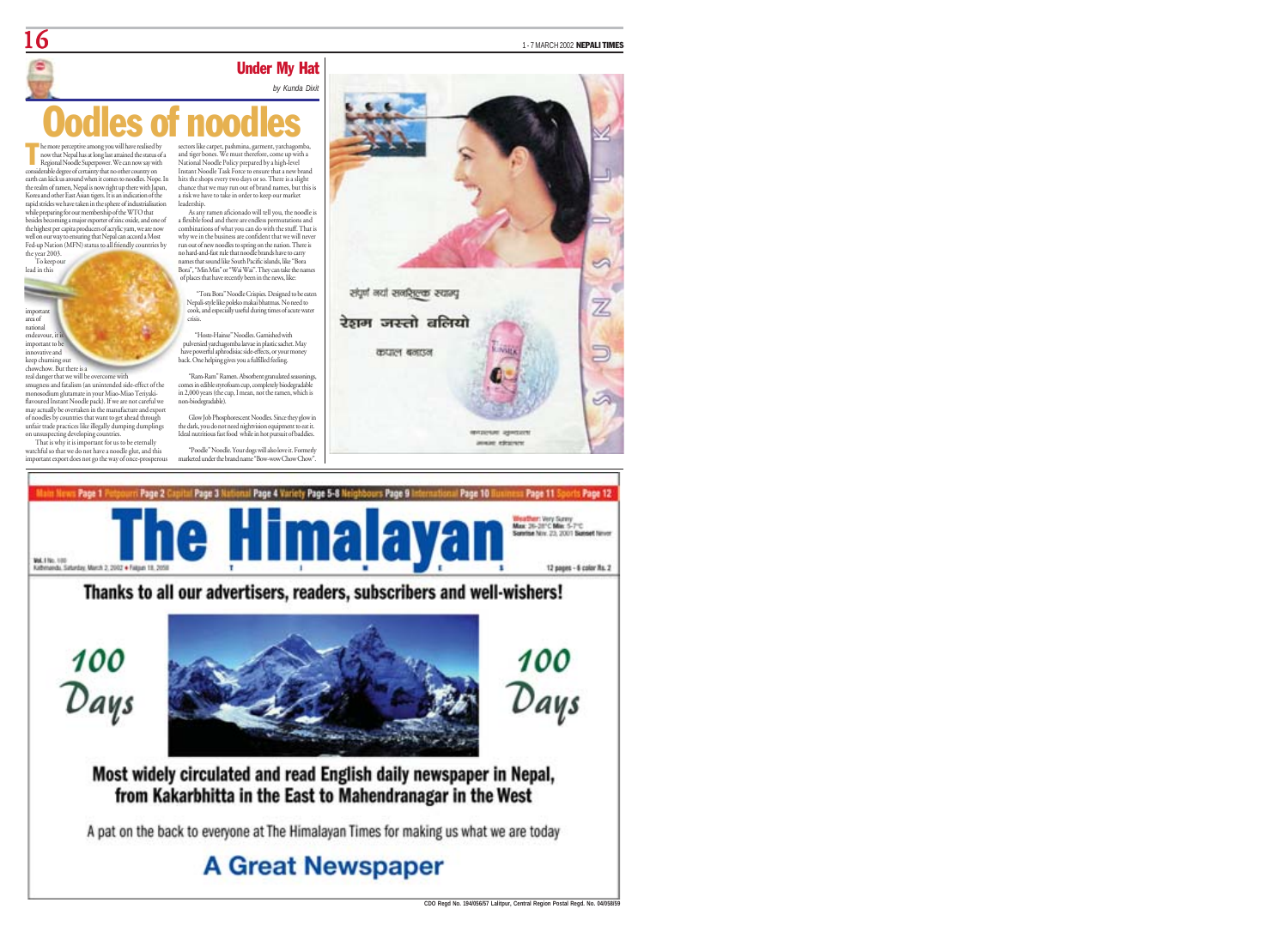## Under My Hat

*by Kunda Dixit*

# Oodles of noodles

The more perceptive among you will have realised by now that Nepal has at long last attained the status of a Regional Noodle Superpower. We can now say with considerable degree of certainty that no other country on earth can kick us around when it comes to noodles. Nope. In the realm of ramen, Nepal is now right up there with Japan, Korea and other East Asian tigers. It is an indication of the rapid strides we have taken in the sphere of industrialisation while preparing for our membership of the WTO that besides becoming a major exporter of zinc oxide, and one of the highest per capita producers of acrylic yarn, we are now well on our way to ensuring that Nepal can accord a Most Fed-up Nation (MFN) status to all friendly countries by the year 2003.

To keep our lead in this important area of national endeavour, it is important to be innovative and keep churning out chowchow. But there is a real danger that we will be overcome with smugness and fatalism (an unintended side-effect of the monosodium glutamate in your Miao-Miao Teriyaki-flavoured Instant Noodle pack). If we are not careful we may actually be overtaken in the manufacture and export of noodles by countries that want to get ahead through unfair trade practices like illegally dumping dumplings on unsuspecting developing countries.

That is why it is important for us to be eternally watchful so that we do not have a noodle glut, and this important export does not go the way of once-prosperous sectors like carpet, pashmina, garment, yarchagomba, and tiger bones. We must therefore, come up with a National Noodle Policy prepared by a high-level Instant Noodle Task Force to ensure that a new brand hits the shops every two days or so. There is a slight chance that we may run out of brand names, but this is a risk we have to take in order to keep our market leadership.

As any ramen aficionado will tell you, the noodle is a flexible food and there are endless permutations and combinations of what you can do with the stuff. That is why we in the business are confident that we will never run out of new noodles to spring on the nation. There is no hard-and-fast rule that noodle brands have to carry names that sound like South Pacific islands, like "Bora Bora", "Min Min" or "Wai Wai". They can take the names of places that have recently been in the news, like:

"Tora Bora" Noodle Crispies. Designed to be eaten Nepali-style like pokeko makai bhatmas. No need to cook, and especially useful during times of acute water crisis.

"Hoste-Hainse" Noodles. Garnished with pulverised yarchagomba larvae in plastic sachet. May have powerful aphrodisiac side-effects, or your money back. One helping gives you a fulfilled feeling.

"Ram-Ram" Ramen. Absorbent granulated seasonings, comes in edible styrofoam cup, completely biodegradable in 2,000 years (the cup, I mean, not the ramen, which is non-biodegradable).

Glow Job Phosphorescent Noodles. Since they glow in the dark, you do not need nightvision equipment to eat it. Ideal nutritious fast food while in hot pursuit of baddies.

"Poodle" Noodle. Your dogs will also love it. Formerly marketed under the brand name "Bow-wow Chow Chow".

---

संपूर्ण नयाँ सनसिल्क स्याम्पु

रेशम जस्तो बलियो

कपाल बनाउन

SUNSILK

---

Main News Page 1 Potpourri Page 2 Capital Page 3 National Page 4 Variety Page 5-8 Neighbours Page 9 International Page 10 Business Page 11 Sports Page 12

# The Himalayan Times

Vol. I No. 100
Kathmandu, Saturday, March 2, 2002 ♦ Falgun 18, 2058

Weather: Very Sunny
Max: 26-28°C Min: 5-7°C
Sunrise Nov. 23, 2001 Sunset Never

12 pages - 6 color Rs. 2

## Thanks to all our advertisers, readers, subscribers and well-wishers!

100 Days

100 Days

## Most widely circulated and read English daily newspaper in Nepal, from Kakarbhitta in the East to Mahendranagar in the West

A pat on the back to everyone at The Himalayan Times for making us what we are today

# A Great Newspaper

CDO Regd No. 194/056/57 Lalitpur, Central Region Postal Regd. No. 04/058/59